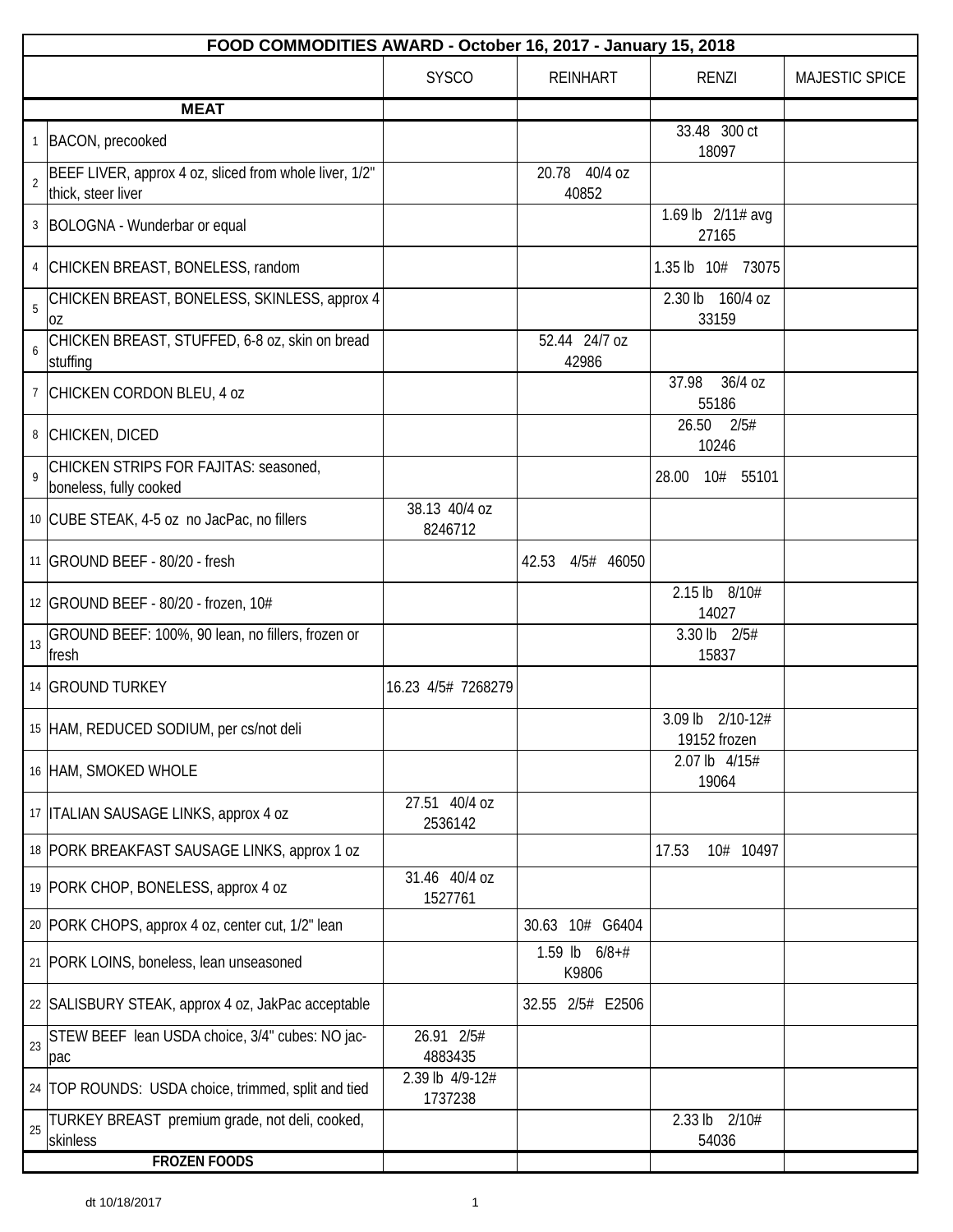| FOOD COMMODITIES AWARD - October 16, 2017 - January 15, 2018 | | | | | |
|---|---|---|---|---|---|
| | | SYSCO | REINHART | RENZI | MAJESTIC SPICE |
| **MEAT** | | | | | |
| 1 | BACON, precooked | | | 33.48 300 ct 18097 | |
| 2 | BEEF LIVER, approx 4 oz, sliced from whole liver, 1/2" thick, steer liver | | 20.78 40/4 oz 40852 | | |
| 3 | BOLOGNA - Wunderbar or equal | | | 1.69 lb 2/11# avg 27165 | |
| 4 | CHICKEN BREAST, BONELESS, random | | | 1.35 lb 10# 73075 | |
| 5 | CHICKEN BREAST, BONELESS, SKINLESS, approx 4 oz | | | 2.30 lb 160/4 oz 33159 | |
| 6 | CHICKEN BREAST, STUFFED, 6-8 oz, skin on bread stuffing | | 52.44 24/7 oz 42986 | | |
| 7 | CHICKEN CORDON BLEU, 4 oz | | | 37.98 36/4 oz 55186 | |
| 8 | CHICKEN, DICED | | | 26.50 2/5# 10246 | |
| 9 | CHICKEN STRIPS FOR FAJITAS: seasoned, boneless, fully cooked | | | 28.00 10# 55101 | |
| 10 | CUBE STEAK, 4-5 oz no JacPac, no fillers | 38.13 40/4 oz 8246712 | | | |
| 11 | GROUND BEEF - 80/20 - fresh | | 42.53 4/5# 46050 | | |
| 12 | GROUND BEEF - 80/20 - frozen, 10# | | | 2.15 lb 8/10# 14027 | |
| 13 | GROUND BEEF: 100%, 90 lean, no fillers, frozen or fresh | | | 3.30 lb 2/5# 15837 | |
| 14 | GROUND TURKEY | 16.23 4/5# 7268279 | | | |
| 15 | HAM, REDUCED SODIUM, per cs/not deli | | | 3.09 lb 2/10-12# 19152 frozen | |
| 16 | HAM, SMOKED WHOLE | | | 2.07 lb 4/15# 19064 | |
| 17 | ITALIAN SAUSAGE LINKS, approx 4 oz | 27.51 40/4 oz 2536142 | | | |
| 18 | PORK BREAKFAST SAUSAGE LINKS, approx 1 oz | | | 17.53 10# 10497 | |
| 19 | PORK CHOP, BONELESS, approx 4 oz | 31.46 40/4 oz 1527761 | | | |
| 20 | PORK CHOPS, approx 4 oz, center cut, 1/2" lean | | 30.63 10# G6404 | | |
| 21 | PORK LOINS, boneless, lean unseasoned | | 1.59 lb 6/8+# K9806 | | |
| 22 | SALISBURY STEAK, approx 4 oz, JakPac acceptable | | 32.55 2/5# E2506 | | |
| 23 | STEW BEEF lean USDA choice, 3/4" cubes: NO jac-pac | 26.91 2/5# 4883435 | | | |
| 24 | TOP ROUNDS: USDA choice, trimmed, split and tied | 2.39 lb 4/9-12# 1737238 | | | |
| 25 | TURKEY BREAST premium grade, not deli, cooked, skinless | | | 2.33 lb 2/10# 54036 | |
| **FROZEN FOODS** | | | | | |

dt 10/18/2017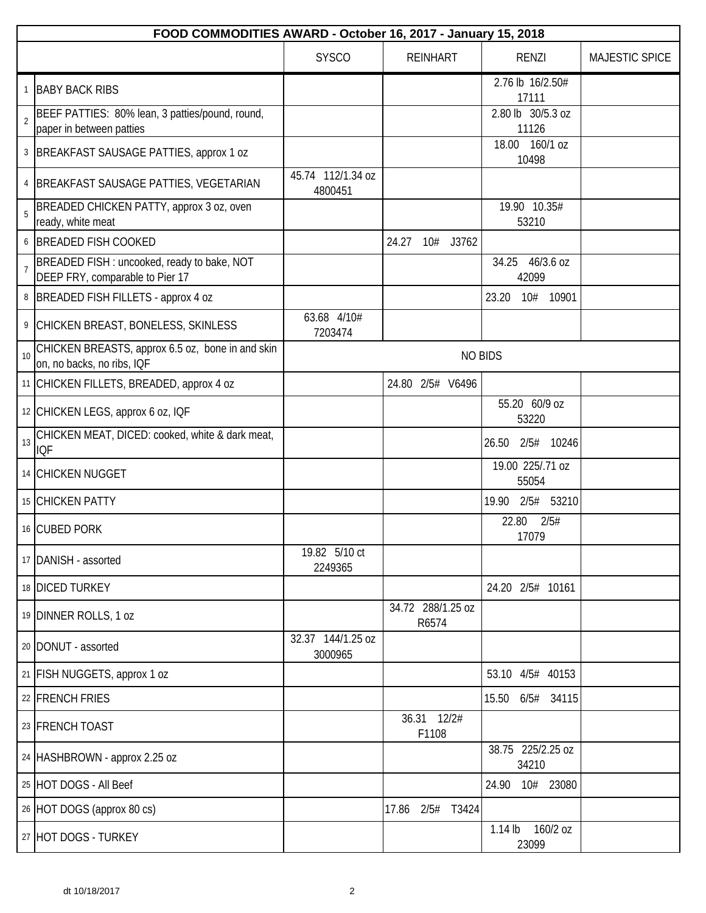| FOOD COMMODITIES AWARD - October 16, 2017 - January 15, 2018 | | | | | |
|---|---|---|---|---|---|
| | | SYSCO | REINHART | RENZI | MAJESTIC SPICE |
| 1 | BABY BACK RIBS | | | 2.76 lb 16/2.50# 17111 | |
| 2 | BEEF PATTIES: 80% lean, 3 patties/pound, round, paper in between patties | | | 2.80 lb 30/5.3 oz 11126 | |
| 3 | BREAKFAST SAUSAGE PATTIES, approx 1 oz | | | 18.00 160/1 oz 10498 | |
| 4 | BREAKFAST SAUSAGE PATTIES, VEGETARIAN | 45.74 112/1.34 oz 4800451 | | | |
| 5 | BREADED CHICKEN PATTY, approx 3 oz, oven ready, white meat | | | 19.90 10.35# 53210 | |
| 6 | BREADED FISH COOKED | | 24.27 10# J3762 | | |
| 7 | BREADED FISH : uncooked, ready to bake, NOT DEEP FRY, comparable to Pier 17 | | | 34.25 46/3.6 oz 42099 | |
| 8 | BREADED FISH FILLETS - approx 4 oz | | | 23.20 10# 10901 | |
| 9 | CHICKEN BREAST, BONELESS, SKINLESS | 63.68 4/10# 7203474 | | | |
| 10 | CHICKEN BREASTS, approx 6.5 oz, bone in and skin on, no backs, no ribs, IQF | NO BIDS | | | |
| 11 | CHICKEN FILLETS, BREADED, approx 4 oz | | 24.80 2/5# V6496 | | |
| 12 | CHICKEN LEGS, approx 6 oz, IQF | | | 55.20 60/9 oz 53220 | |
| 13 | CHICKEN MEAT, DICED: cooked, white & dark meat, IQF | | | 26.50 2/5# 10246 | |
| 14 | CHICKEN NUGGET | | | 19.00 225/.71 oz 55054 | |
| 15 | CHICKEN PATTY | | | 19.90 2/5# 53210 | |
| 16 | CUBED PORK | | | 22.80 2/5# 17079 | |
| 17 | DANISH - assorted | 19.82 5/10 ct 2249365 | | | |
| 18 | DICED TURKEY | | | 24.20 2/5# 10161 | |
| 19 | DINNER ROLLS, 1 oz | | 34.72 288/1.25 oz R6574 | | |
| 20 | DONUT - assorted | 32.37 144/1.25 oz 3000965 | | | |
| 21 | FISH NUGGETS, approx 1 oz | | | 53.10 4/5# 40153 | |
| 22 | FRENCH FRIES | | | 15.50 6/5# 34115 | |
| 23 | FRENCH TOAST | | 36.31 12/2# F1108 | | |
| 24 | HASHBROWN - approx 2.25 oz | | | 38.75 225/2.25 oz 34210 | |
| 25 | HOT DOGS - All Beef | | | 24.90 10# 23080 | |
| 26 | HOT DOGS (approx 80 cs) | | 17.86 2/5# T3424 | | |
| 27 | HOT DOGS - TURKEY | | | 1.14 lb 160/2 oz 23099 | |

dt 10/18/2017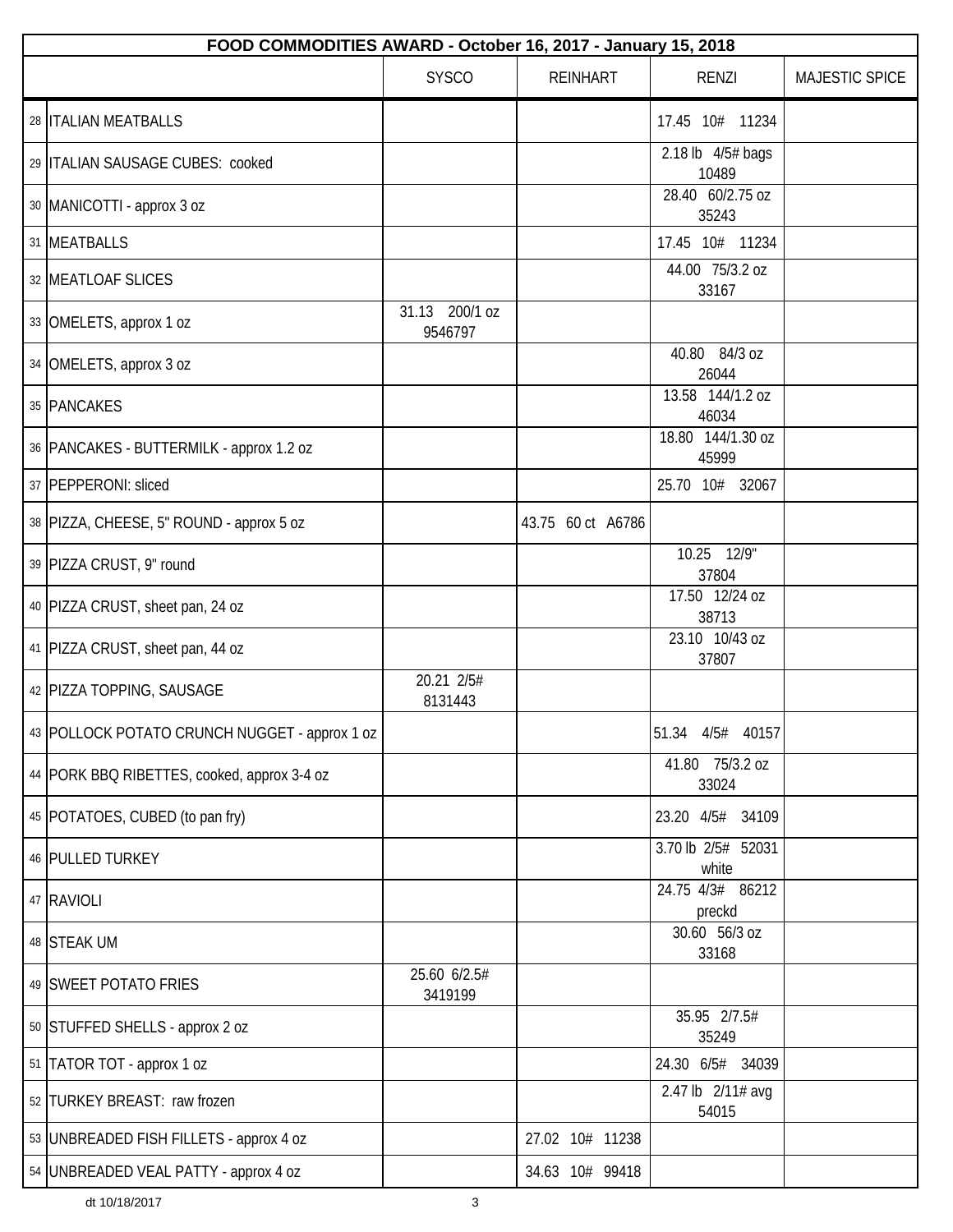| FOOD COMMODITIES AWARD - October 16, 2017 - January 15, 2018 | | | | | |
|---|---|---|---|---|---|
| | | SYSCO | REINHART | RENZI | MAJESTIC SPICE |
| 28 | ITALIAN MEATBALLS | | | 17.45 10# 11234 | |
| 29 | ITALIAN SAUSAGE CUBES: cooked | | | 2.18 lb 4/5# bags 10489 | |
| 30 | MANICOTTI - approx 3 oz | | | 28.40 60/2.75 oz 35243 | |
| 31 | MEATBALLS | | | 17.45 10# 11234 | |
| 32 | MEATLOAF SLICES | | | 44.00 75/3.2 oz 33167 | |
| 33 | OMELETS, approx 1 oz | 31.13 200/1 oz 9546797 | | | |
| 34 | OMELETS, approx 3 oz | | | 40.80 84/3 oz 26044 | |
| 35 | PANCAKES | | | 13.58 144/1.2 oz 46034 | |
| 36 | PANCAKES - BUTTERMILK - approx 1.2 oz | | | 18.80 144/1.30 oz 45999 | |
| 37 | PEPPERONI: sliced | | | 25.70 10# 32067 | |
| 38 | PIZZA, CHEESE, 5" ROUND - approx 5 oz | | 43.75 60 ct A6786 | | |
| 39 | PIZZA CRUST, 9" round | | | 10.25 12/9" 37804 | |
| 40 | PIZZA CRUST, sheet pan, 24 oz | | | 17.50 12/24 oz 38713 | |
| 41 | PIZZA CRUST, sheet pan, 44 oz | | | 23.10 10/43 oz 37807 | |
| 42 | PIZZA TOPPING, SAUSAGE | 20.21 2/5# 8131443 | | | |
| 43 | POLLOCK POTATO CRUNCH NUGGET - approx 1 oz | | | 51.34 4/5# 40157 | |
| 44 | PORK BBQ RIBETTES, cooked, approx 3-4 oz | | | 41.80 75/3.2 oz 33024 | |
| 45 | POTATOES, CUBED (to pan fry) | | | 23.20 4/5# 34109 | |
| 46 | PULLED TURKEY | | | 3.70 lb 2/5# 52031 white | |
| 47 | RAVIOLI | | | 24.75 4/3# 86212 preckd | |
| 48 | STEAK UM | | | 30.60 56/3 oz 33168 | |
| 49 | SWEET POTATO FRIES | 25.60 6/2.5# 3419199 | | | |
| 50 | STUFFED SHELLS - approx 2 oz | | | 35.95 2/7.5# 35249 | |
| 51 | TATOR TOT - approx 1 oz | | | 24.30 6/5# 34039 | |
| 52 | TURKEY BREAST: raw frozen | | | 2.47 lb 2/11# avg 54015 | |
| 53 | UNBREADED FISH FILLETS - approx 4 oz | | 27.02 10# 11238 | | |
| 54 | UNBREADED VEAL PATTY - approx 4 oz | | 34.63 10# 99418 | | |

dt 10/18/2017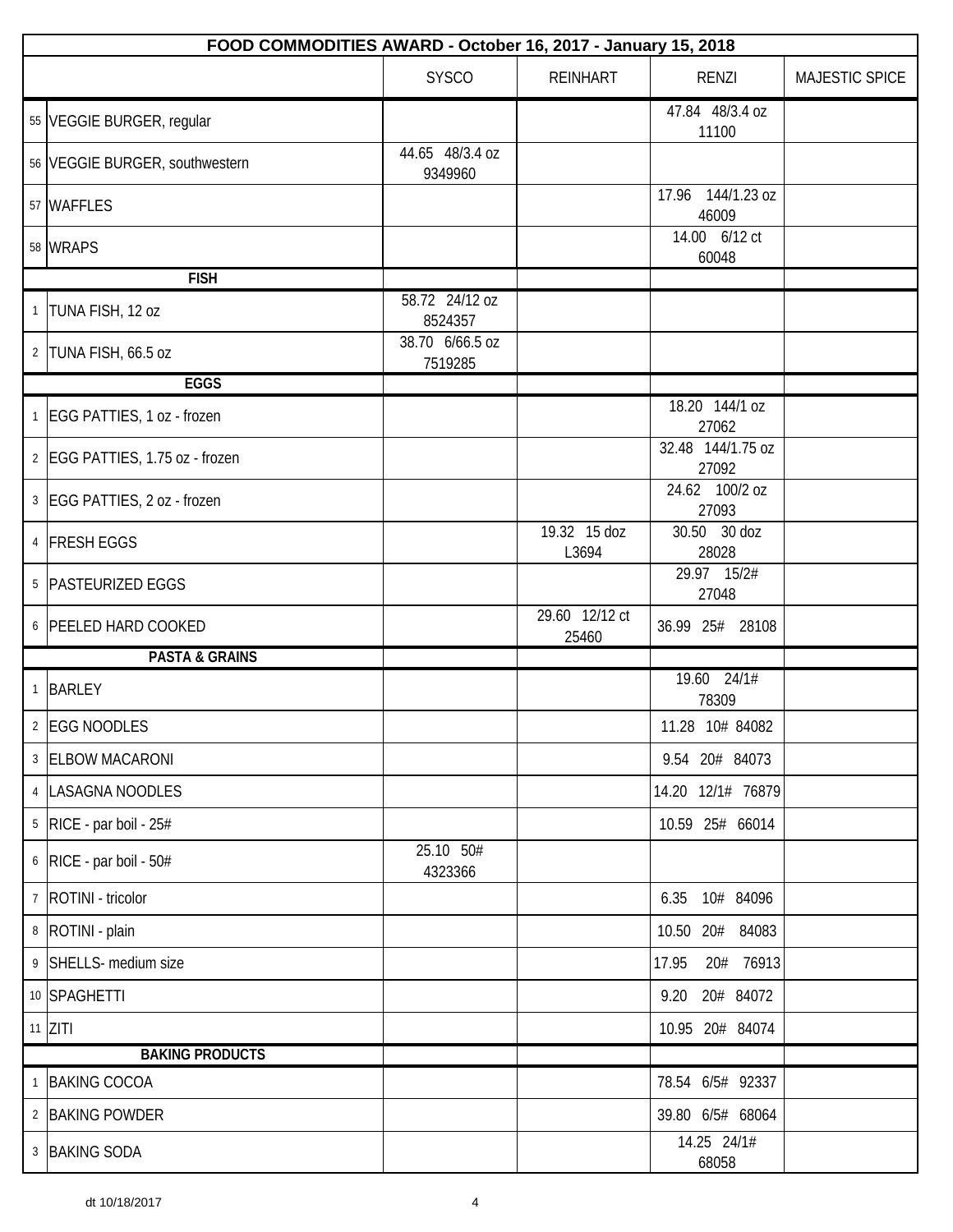| FOOD COMMODITIES AWARD - October 16, 2017 - January 15, 2018 | | | | | |
|---|---|---|---|---|---|
| | | SYSCO | REINHART | RENZI | MAJESTIC SPICE |
| 55 | VEGGIE BURGER, regular | | | 47.84 48/3.4 oz 11100 | |
| 56 | VEGGIE BURGER, southwestern | 44.65 48/3.4 oz 9349960 | | | |
| 57 | WAFFLES | | | 17.96 144/1.23 oz 46009 | |
| 58 | WRAPS | | | 14.00 6/12 ct 60048 | |
| | **FISH** | | | | |
| 1 | TUNA FISH, 12 oz | 58.72 24/12 oz 8524357 | | | |
| 2 | TUNA FISH, 66.5 oz | 38.70 6/66.5 oz 7519285 | | | |
| | **EGGS** | | | | |
| 1 | EGG PATTIES, 1 oz - frozen | | | 18.20 144/1 oz 27062 | |
| 2 | EGG PATTIES, 1.75 oz - frozen | | | 32.48 144/1.75 oz 27092 | |
| 3 | EGG PATTIES, 2 oz - frozen | | | 24.62 100/2 oz 27093 | |
| 4 | FRESH EGGS | | 19.32 15 doz L3694 | 30.50 30 doz 28028 | |
| 5 | PASTEURIZED EGGS | | | 29.97 15/2# 27048 | |
| 6 | PEELED HARD COOKED | | 29.60 12/12 ct 25460 | 36.99 25# 28108 | |
| | **PASTA & GRAINS** | | | | |
| 1 | BARLEY | | | 19.60 24/1# 78309 | |
| 2 | EGG NOODLES | | | 11.28 10# 84082 | |
| 3 | ELBOW MACARONI | | | 9.54 20# 84073 | |
| 4 | LASAGNA NOODLES | | | 14.20 12/1# 76879 | |
| 5 | RICE - par boil - 25# | | | 10.59 25# 66014 | |
| 6 | RICE - par boil - 50# | 25.10 50# 4323366 | | | |
| 7 | ROTINI - tricolor | | | 6.35 10# 84096 | |
| 8 | ROTINI - plain | | | 10.50 20# 84083 | |
| 9 | SHELLS- medium size | | | 17.95 20# 76913 | |
| 10 | SPAGHETTI | | | 9.20 20# 84072 | |
| 11 | ZITI | | | 10.95 20# 84074 | |
| | **BAKING PRODUCTS** | | | | |
| 1 | BAKING COCOA | | | 78.54 6/5# 92337 | |
| 2 | BAKING POWDER | | | 39.80 6/5# 68064 | |
| 3 | BAKING SODA | | | 14.25 24/1# 68058 | |

dt 10/18/2017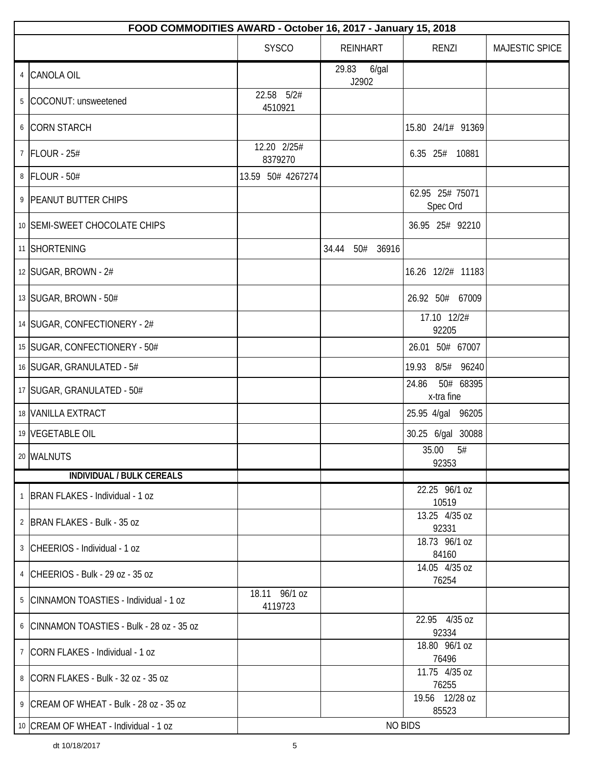| FOOD COMMODITIES AWARD - October 16, 2017 - January 15, 2018 | | | | | |
|---|---|---|---|---|---|
| | | SYSCO | REINHART | RENZI | MAJESTIC SPICE |
| 4 | CANOLA OIL | | 29.83 6/gal J2902 | | |
| 5 | COCONUT: unsweetened | 22.58 5/2# 4510921 | | | |
| 6 | CORN STARCH | | | 15.80 24/1# 91369 | |
| 7 | FLOUR - 25# | 12.20 2/25# 8379270 | | 6.35 25# 10881 | |
| 8 | FLOUR - 50# | 13.59 50# 4267274 | | | |
| 9 | PEANUT BUTTER CHIPS | | | 62.95 25# 75071 Spec Ord | |
| 10 | SEMI-SWEET CHOCOLATE CHIPS | | | 36.95 25# 92210 | |
| 11 | SHORTENING | | 34.44 50# 36916 | | |
| 12 | SUGAR, BROWN - 2# | | | 16.26 12/2# 11183 | |
| 13 | SUGAR, BROWN - 50# | | | 26.92 50# 67009 | |
| 14 | SUGAR, CONFECTIONERY - 2# | | | 17.10 12/2# 92205 | |
| 15 | SUGAR, CONFECTIONERY - 50# | | | 26.01 50# 67007 | |
| 16 | SUGAR, GRANULATED - 5# | | | 19.93 8/5# 96240 | |
| 17 | SUGAR, GRANULATED - 50# | | | 24.86 50# 68395 x-tra fine | |
| 18 | VANILLA EXTRACT | | | 25.95 4/gal 96205 | |
| 19 | VEGETABLE OIL | | | 30.25 6/gal 30088 | |
| 20 | WALNUTS | | | 35.00 5# 92353 | |
| | **INDIVIDUAL / BULK CEREALS** | | | | |
| 1 | BRAN FLAKES - Individual - 1 oz | | | 22.25 96/1 oz 10519 | |
| 2 | BRAN FLAKES - Bulk - 35 oz | | | 13.25 4/35 oz 92331 | |
| 3 | CHEERIOS - Individual - 1 oz | | | 18.73 96/1 oz 84160 | |
| 4 | CHEERIOS - Bulk - 29 oz - 35 oz | | | 14.05 4/35 oz 76254 | |
| 5 | CINNAMON TOASTIES - Individual - 1 oz | 18.11 96/1 oz 4119723 | | | |
| 6 | CINNAMON TOASTIES - Bulk - 28 oz - 35 oz | | | 22.95 4/35 oz 92334 | |
| 7 | CORN FLAKES - Individual - 1 oz | | | 18.80 96/1 oz 76496 | |
| 8 | CORN FLAKES - Bulk - 32 oz - 35 oz | | | 11.75 4/35 oz 76255 | |
| 9 | CREAM OF WHEAT - Bulk - 28 oz - 35 oz | | | 19.56 12/28 oz 85523 | |
| 10 | CREAM OF WHEAT - Individual - 1 oz | NO BIDS | | | |

dt 10/18/2017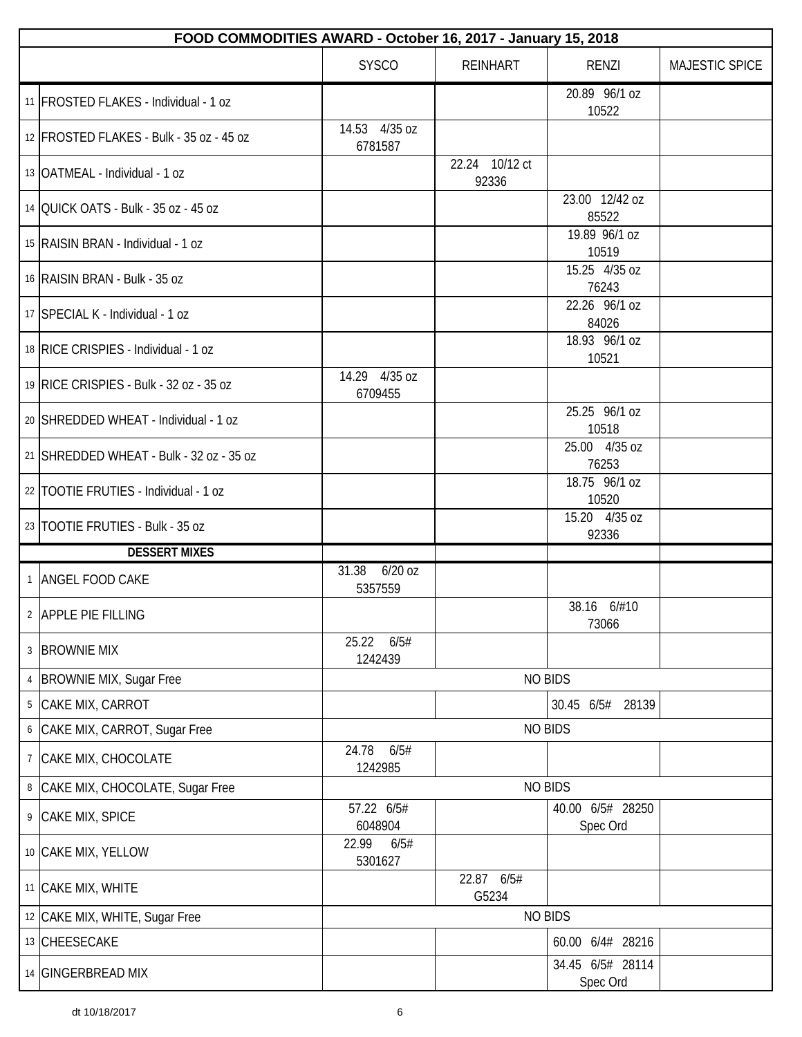| FOOD COMMODITIES AWARD - October 16, 2017 - January 15, 2018 | | | | | |
|---|---|---|---|---|---|
| | | SYSCO | REINHART | RENZI | MAJESTIC SPICE |
| 11 | FROSTED FLAKES - Individual - 1 oz | | | 20.89 96/1 oz 10522 | |
| 12 | FROSTED FLAKES - Bulk - 35 oz - 45 oz | 14.53 4/35 oz 6781587 | | | |
| 13 | OATMEAL - Individual - 1 oz | | 22.24 10/12 ct 92336 | | |
| 14 | QUICK OATS - Bulk - 35 oz - 45 oz | | | 23.00 12/42 oz 85522 | |
| 15 | RAISIN BRAN - Individual - 1 oz | | | 19.89 96/1 oz 10519 | |
| 16 | RAISIN BRAN - Bulk - 35 oz | | | 15.25 4/35 oz 76243 | |
| 17 | SPECIAL K - Individual - 1 oz | | | 22.26 96/1 oz 84026 | |
| 18 | RICE CRISPIES - Individual - 1 oz | | | 18.93 96/1 oz 10521 | |
| 19 | RICE CRISPIES - Bulk - 32 oz - 35 oz | 14.29 4/35 oz 6709455 | | | |
| 20 | SHREDDED WHEAT - Individual - 1 oz | | | 25.25 96/1 oz 10518 | |
| 21 | SHREDDED WHEAT - Bulk - 32 oz - 35 oz | | | 25.00 4/35 oz 76253 | |
| 22 | TOOTIE FRUTIES - Individual - 1 oz | | | 18.75 96/1 oz 10520 | |
| 23 | TOOTIE FRUTIES - Bulk - 35 oz | | | 15.20 4/35 oz 92336 | |
| | **DESSERT MIXES** | | | | |
| 1 | ANGEL FOOD CAKE | 31.38 6/20 oz 5357559 | | | |
| 2 | APPLE PIE FILLING | | | 38.16 6/#10 73066 | |
| 3 | BROWNIE MIX | 25.22 6/5# 1242439 | | | |
| 4 | BROWNIE MIX, Sugar Free | NO BIDS | | | |
| 5 | CAKE MIX, CARROT | | | 30.45 6/5# 28139 | |
| 6 | CAKE MIX, CARROT, Sugar Free | NO BIDS | | | |
| 7 | CAKE MIX, CHOCOLATE | 24.78 6/5# 1242985 | | | |
| 8 | CAKE MIX, CHOCOLATE, Sugar Free | NO BIDS | | | |
| 9 | CAKE MIX, SPICE | 57.22 6/5# 6048904 | | 40.00 6/5# 28250 Spec Ord | |
| 10 | CAKE MIX, YELLOW | 22.99 6/5# 5301627 | | | |
| 11 | CAKE MIX, WHITE | | 22.87 6/5# G5234 | | |
| 12 | CAKE MIX, WHITE, Sugar Free | NO BIDS | | | |
| 13 | CHEESECAKE | | | 60.00 6/4# 28216 | |
| 14 | GINGERBREAD MIX | | | 34.45 6/5# 28114 Spec Ord | |

dt 10/18/2017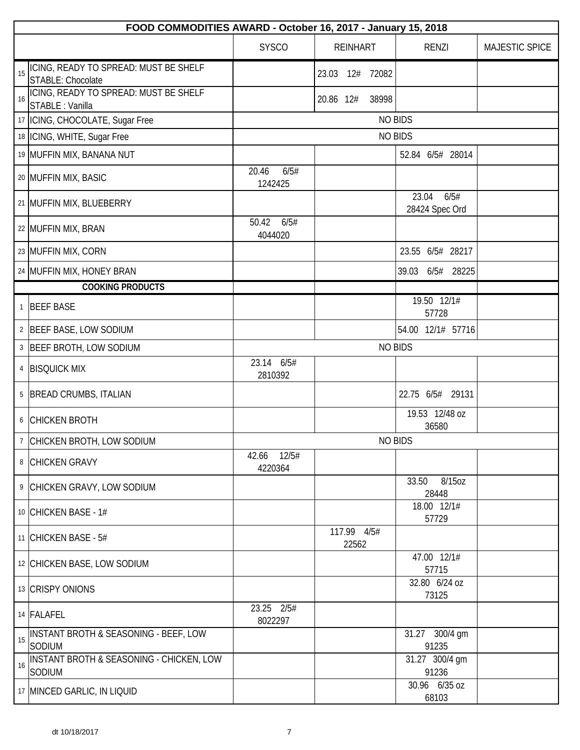| FOOD COMMODITIES AWARD - October 16, 2017 - January 15, 2018 | | | | | | |
|---|---|---|---|---|---|---|
| | | SYSCO | REINHART | RENZI | MAJESTIC SPICE |
| 15 | ICING, READY TO SPREAD: MUST BE SHELF STABLE: Chocolate | | 23.03 12# 72082 | | |
| 16 | ICING, READY TO SPREAD: MUST BE SHELF STABLE : Vanilla | | 20.86 12# 38998 | | |
| 17 | ICING, CHOCOLATE, Sugar Free | NO BIDS | | | |
| 18 | ICING, WHITE, Sugar Free | NO BIDS | | | |
| 19 | MUFFIN MIX, BANANA NUT | | | 52.84 6/5# 28014 | |
| 20 | MUFFIN MIX, BASIC | 20.46 6/5# 1242425 | | | |
| 21 | MUFFIN MIX, BLUEBERRY | | | 23.04 6/5# 28424 Spec Ord | |
| 22 | MUFFIN MIX, BRAN | 50.42 6/5# 4044020 | | | |
| 23 | MUFFIN MIX, CORN | | | 23.55 6/5# 28217 | |
| 24 | MUFFIN MIX, HONEY BRAN | | | 39.03 6/5# 28225 | |
| | **COOKING PRODUCTS** | | | | |
| 1 | BEEF BASE | | | 19.50 12/1# 57728 | |
| 2 | BEEF BASE, LOW SODIUM | | | 54.00 12/1# 57716 | |
| 3 | BEEF BROTH, LOW SODIUM | NO BIDS | | | |
| 4 | BISQUICK MIX | 23.14 6/5# 2810392 | | | |
| 5 | BREAD CRUMBS, ITALIAN | | | 22.75 6/5# 29131 | |
| 6 | CHICKEN BROTH | | | 19.53 12/48 oz 36580 | |
| 7 | CHICKEN BROTH, LOW SODIUM | NO BIDS | | | |
| 8 | CHICKEN GRAVY | 42.66 12/5# 4220364 | | | |
| 9 | CHICKEN GRAVY, LOW SODIUM | | | 33.50 8/15oz 28448 | |
| 10 | CHICKEN BASE - 1# | | | 18.00 12/1# 57729 | |
| 11 | CHICKEN BASE - 5# | | 117.99 4/5# 22562 | | |
| 12 | CHICKEN BASE, LOW SODIUM | | | 47.00 12/1# 57715 | |
| 13 | CRISPY ONIONS | | | 32.80 6/24 oz 73125 | |
| 14 | FALAFEL | 23.25 2/5# 8022297 | | | |
| 15 | INSTANT BROTH & SEASONING - BEEF, LOW SODIUM | | | 31.27 300/4 gm 91235 | |
| 16 | INSTANT BROTH & SEASONING - CHICKEN, LOW SODIUM | | | 31.27 300/4 gm 91236 | |
| 17 | MINCED GARLIC, IN LIQUID | | | 30.96 6/35 oz 68103 | |

dt 10/18/2017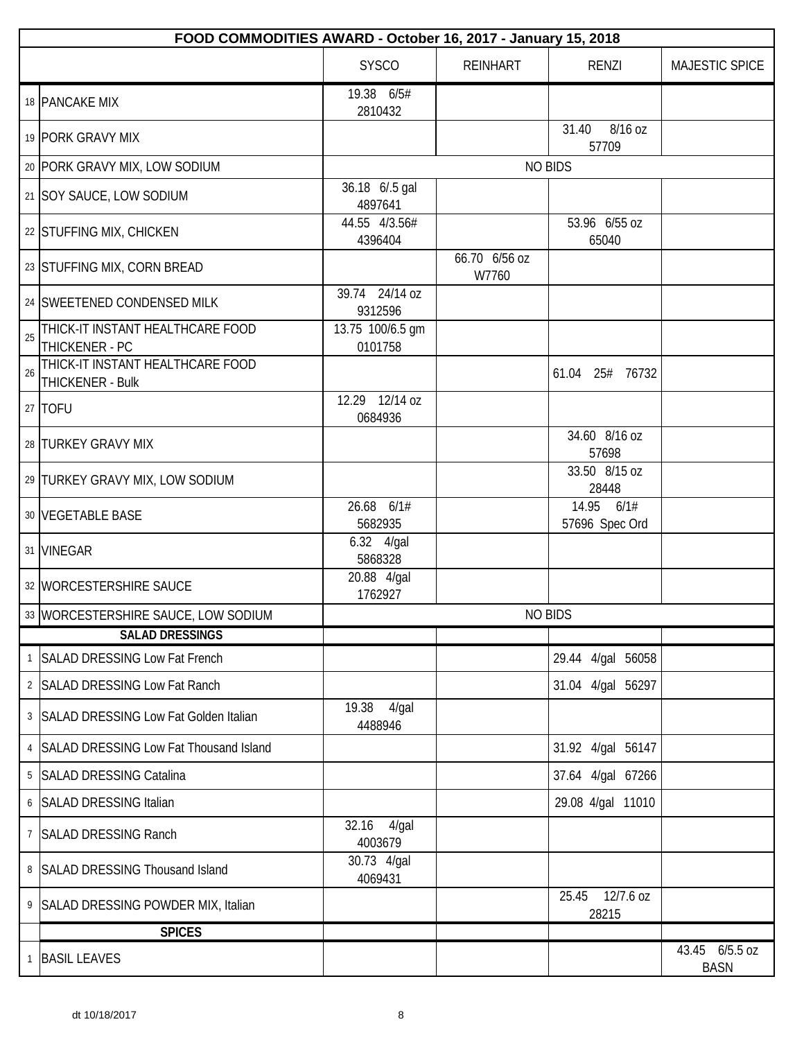| FOOD COMMODITIES AWARD - October 16, 2017 - January 15, 2018 | | | | | | |
|---|---|---|---|---|---|---|
| | | SYSCO | REINHART | RENZI | MAJESTIC SPICE |
| 18 | PANCAKE MIX | 19.38 6/5# 2810432 | | | |
| 19 | PORK GRAVY MIX | | | 31.40 8/16 oz 57709 | |
| 20 | PORK GRAVY MIX, LOW SODIUM | NO BIDS | | | |
| 21 | SOY SAUCE, LOW SODIUM | 36.18 6/.5 gal 4897641 | | | |
| 22 | STUFFING MIX, CHICKEN | 44.55 4/3.56# 4396404 | | 53.96 6/55 oz 65040 | |
| 23 | STUFFING MIX, CORN BREAD | | 66.70 6/56 oz W7760 | | |
| 24 | SWEETENED CONDENSED MILK | 39.74 24/14 oz 9312596 | | | |
| 25 | THICK-IT INSTANT HEALTHCARE FOOD THICKENER - PC | 13.75 100/6.5 gm 0101758 | | | |
| 26 | THICK-IT INSTANT HEALTHCARE FOOD THICKENER - Bulk | | | 61.04 25# 76732 | |
| 27 | TOFU | 12.29 12/14 oz 0684936 | | | |
| 28 | TURKEY GRAVY MIX | | | 34.60 8/16 oz 57698 | |
| 29 | TURKEY GRAVY MIX, LOW SODIUM | | | 33.50 8/15 oz 28448 | |
| 30 | VEGETABLE BASE | 26.68 6/1# 5682935 | | 14.95 6/1# 57696 Spec Ord | |
| 31 | VINEGAR | 6.32 4/gal 5868328 | | | |
| 32 | WORCESTERSHIRE SAUCE | 20.88 4/gal 1762927 | | | |
| 33 | WORCESTERSHIRE SAUCE, LOW SODIUM | NO BIDS | | | |
| | **SALAD DRESSINGS** | | | | |
| 1 | SALAD DRESSING Low Fat French | | | 29.44 4/gal 56058 | |
| 2 | SALAD DRESSING Low Fat Ranch | | | 31.04 4/gal 56297 | |
| 3 | SALAD DRESSING Low Fat Golden Italian | 19.38 4/gal 4488946 | | | |
| 4 | SALAD DRESSING Low Fat Thousand Island | | | 31.92 4/gal 56147 | |
| 5 | SALAD DRESSING Catalina | | | 37.64 4/gal 67266 | |
| 6 | SALAD DRESSING Italian | | | 29.08 4/gal 11010 | |
| 7 | SALAD DRESSING Ranch | 32.16 4/gal 4003679 | | | |
| 8 | SALAD DRESSING Thousand Island | 30.73 4/gal 4069431 | | | |
| 9 | SALAD DRESSING POWDER MIX, Italian | | | 25.45 12/7.6 oz 28215 | |
| | **SPICES** | | | | |
| 1 | BASIL LEAVES | | | | 43.45 6/5.5 oz BASN |

dt 10/18/2017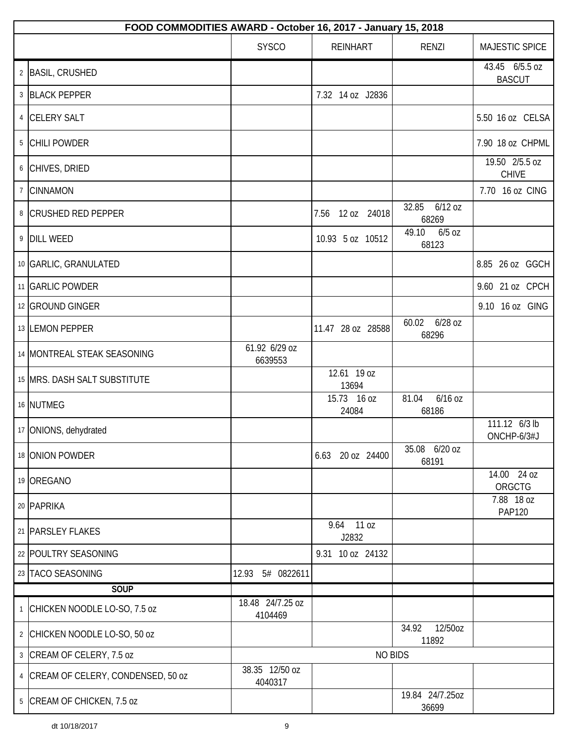| FOOD COMMODITIES AWARD - October 16, 2017 - January 15, 2018 | | | | | | |
|---|---|---|---|---|---|---|
| | | SYSCO | REINHART | RENZI | MAJESTIC SPICE |
| 2 | BASIL, CRUSHED | | | | 43.45 6/5.5 oz BASCUT |
| 3 | BLACK PEPPER | | 7.32 14 oz J2836 | | |
| 4 | CELERY SALT | | | | 5.50 16 oz CELSA |
| 5 | CHILI POWDER | | | | 7.90 18 oz CHPML |
| 6 | CHIVES, DRIED | | | | 19.50 2/5.5 oz CHIVE |
| 7 | CINNAMON | | | | 7.70 16 oz CING |
| 8 | CRUSHED RED PEPPER | | 7.56 12 oz 24018 | 32.85 6/12 oz 68269 | |
| 9 | DILL WEED | | 10.93 5 oz 10512 | 49.10 6/5 oz 68123 | |
| 10 | GARLIC, GRANULATED | | | | 8.85 26 oz GGCH |
| 11 | GARLIC POWDER | | | | 9.60 21 oz CPCH |
| 12 | GROUND GINGER | | | | 9.10 16 oz GING |
| 13 | LEMON PEPPER | | 11.47 28 oz 28588 | 60.02 6/28 oz 68296 | |
| 14 | MONTREAL STEAK SEASONING | 61.92 6/29 oz 6639553 | | | |
| 15 | MRS. DASH SALT SUBSTITUTE | | 12.61 19 oz 13694 | | |
| 16 | NUTMEG | | 15.73 16 oz 24084 | 81.04 6/16 oz 68186 | |
| 17 | ONIONS, dehydrated | | | | 111.12 6/3 lb ONCHP-6/3#J |
| 18 | ONION POWDER | | 6.63 20 oz 24400 | 35.08 6/20 oz 68191 | |
| 19 | OREGANO | | | | 14.00 24 oz ORGCTG |
| 20 | PAPRIKA | | | | 7.88 18 oz PAP120 |
| 21 | PARSLEY FLAKES | | 9.64 11 oz J2832 | | |
| 22 | POULTRY SEASONING | | 9.31 10 oz 24132 | | |
| 23 | TACO SEASONING | 12.93 5# 0822611 | | | |
| | **SOUP** | | | | |
| 1 | CHICKEN NOODLE LO-SO, 7.5 oz | 18.48 24/7.25 oz 4104469 | | | |
| 2 | CHICKEN NOODLE LO-SO, 50 oz | | | 34.92 12/50oz 11892 | |
| 3 | CREAM OF CELERY, 7.5 oz | NO BIDS | | | |
| 4 | CREAM OF CELERY, CONDENSED, 50 oz | 38.35 12/50 oz 4040317 | | | |
| 5 | CREAM OF CHICKEN, 7.5 oz | | | 19.84 24/7.25oz 36699 | |

dt 10/18/2017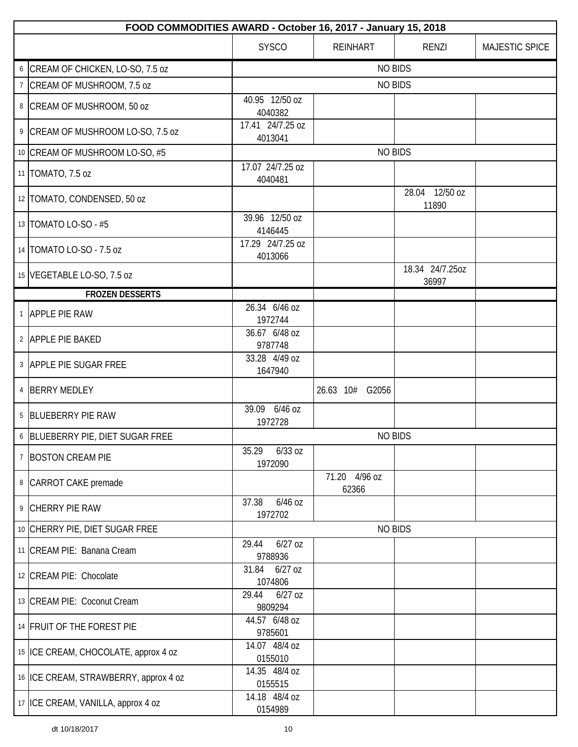| FOOD COMMODITIES AWARD - October 16, 2017 - January 15, 2018 | | | | | |
|---|---|---|---|---|---|
| | | SYSCO | REINHART | RENZI | MAJESTIC SPICE |
| 6 | CREAM OF CHICKEN, LO-SO, 7.5 oz | NO BIDS | | | |
| 7 | CREAM OF MUSHROOM, 7.5 oz | NO BIDS | | | |
| 8 | CREAM OF MUSHROOM, 50 oz | 40.95 12/50 oz 4040382 | | | |
| 9 | CREAM OF MUSHROOM LO-SO, 7.5 oz | 17.41 24/7.25 oz 4013041 | | | |
| 10 | CREAM OF MUSHROOM LO-SO, #5 | NO BIDS | | | |
| 11 | TOMATO, 7.5 oz | 17.07 24/7.25 oz 4040481 | | | |
| 12 | TOMATO, CONDENSED, 50 oz | | | 28.04 12/50 oz 11890 | |
| 13 | TOMATO LO-SO - #5 | 39.96 12/50 oz 4146445 | | | |
| 14 | TOMATO LO-SO - 7.5 oz | 17.29 24/7.25 oz 4013066 | | | |
| 15 | VEGETABLE LO-SO, 7.5 oz | | | 18.34 24/7.25oz 36997 | |
| | **FROZEN DESSERTS** | | | | |
| 1 | APPLE PIE RAW | 26.34 6/46 oz 1972744 | | | |
| 2 | APPLE PIE BAKED | 36.67 6/48 oz 9787748 | | | |
| 3 | APPLE PIE SUGAR FREE | 33.28 4/49 oz 1647940 | | | |
| 4 | BERRY MEDLEY | | 26.63 10# G2056 | | |
| 5 | BLUEBERRY PIE RAW | 39.09 6/46 oz 1972728 | | | |
| 6 | BLUEBERRY PIE, DIET SUGAR FREE | NO BIDS | | | |
| 7 | BOSTON CREAM PIE | 35.29 6/33 oz 1972090 | | | |
| 8 | CARROT CAKE premade | | 71.20 4/96 oz 62366 | | |
| 9 | CHERRY PIE RAW | 37.38 6/46 oz 1972702 | | | |
| 10 | CHERRY PIE, DIET SUGAR FREE | NO BIDS | | | |
| 11 | CREAM PIE: Banana Cream | 29.44 6/27 oz 9788936 | | | |
| 12 | CREAM PIE: Chocolate | 31.84 6/27 oz 1074806 | | | |
| 13 | CREAM PIE: Coconut Cream | 29.44 6/27 oz 9809294 | | | |
| 14 | FRUIT OF THE FOREST PIE | 44.57 6/48 oz 9785601 | | | |
| 15 | ICE CREAM, CHOCOLATE, approx 4 oz | 14.07 48/4 oz 0155010 | | | |
| 16 | ICE CREAM, STRAWBERRY, approx 4 oz | 14.35 48/4 oz 0155515 | | | |
| 17 | ICE CREAM, VANILLA, approx 4 oz | 14.18 48/4 oz 0154989 | | | |

dt 10/18/2017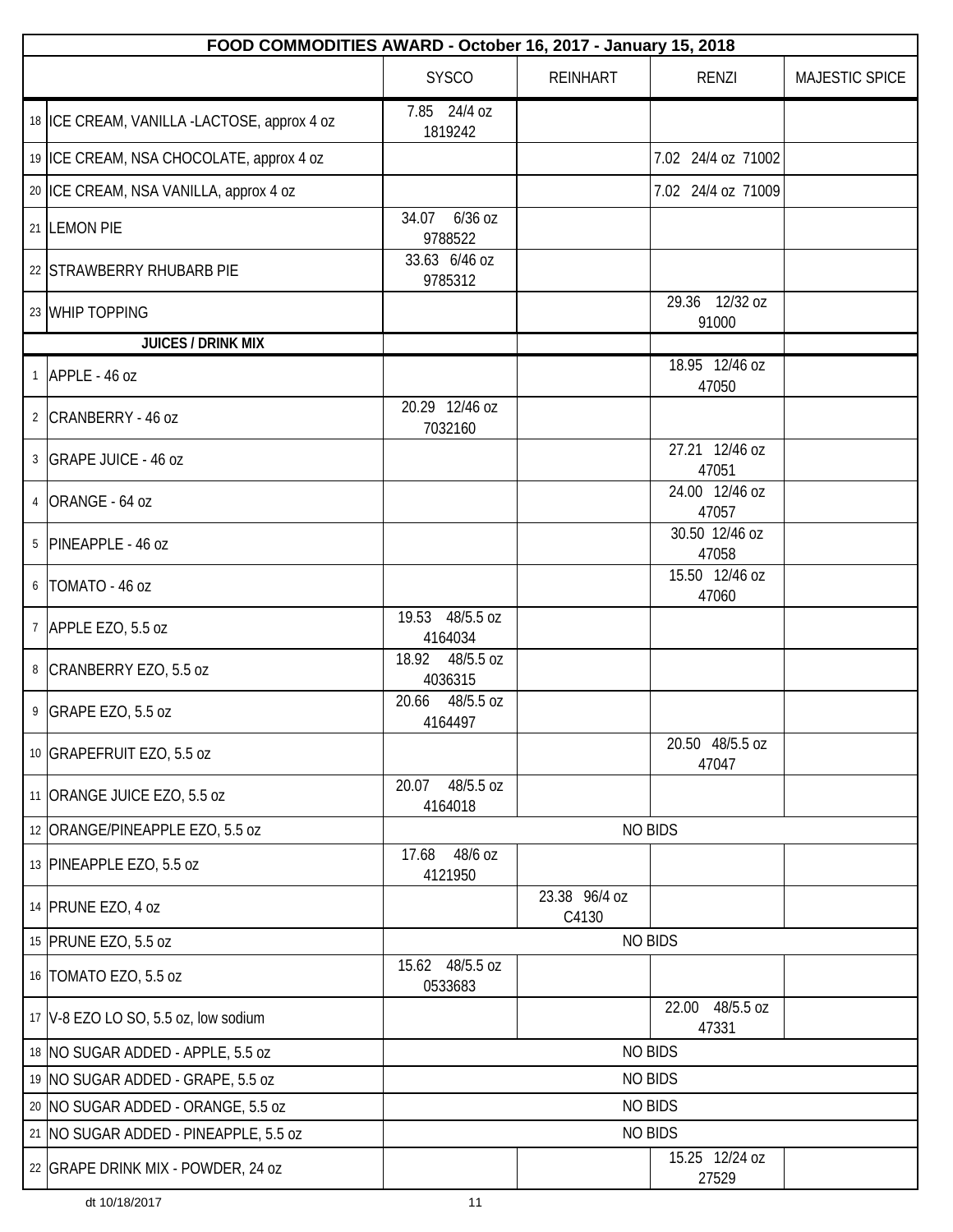| FOOD COMMODITIES AWARD - October 16, 2017 - January 15, 2018 | | | | | |
|---|---|---|---|---|---|
| | | SYSCO | REINHART | RENZI | MAJESTIC SPICE |
| 18 | ICE CREAM, VANILLA -LACTOSE, approx 4 oz | 7.85 24/4 oz 1819242 | | | |
| 19 | ICE CREAM, NSA CHOCOLATE, approx 4 oz | | | 7.02 24/4 oz 71002 | |
| 20 | ICE CREAM, NSA VANILLA, approx 4 oz | | | 7.02 24/4 oz 71009 | |
| 21 | LEMON PIE | 34.07 6/36 oz 9788522 | | | |
| 22 | STRAWBERRY RHUBARB PIE | 33.63 6/46 oz 9785312 | | | |
| 23 | WHIP TOPPING | | | 29.36 12/32 oz 91000 | |
| | **JUICES / DRINK MIX** | | | | |
| 1 | APPLE - 46 oz | | | 18.95 12/46 oz 47050 | |
| 2 | CRANBERRY - 46 oz | 20.29 12/46 oz 7032160 | | | |
| 3 | GRAPE JUICE - 46 oz | | | 27.21 12/46 oz 47051 | |
| 4 | ORANGE - 64 oz | | | 24.00 12/46 oz 47057 | |
| 5 | PINEAPPLE - 46 oz | | | 30.50 12/46 oz 47058 | |
| 6 | TOMATO - 46 oz | | | 15.50 12/46 oz 47060 | |
| 7 | APPLE EZO, 5.5 oz | 19.53 48/5.5 oz 4164034 | | | |
| 8 | CRANBERRY EZO, 5.5 oz | 18.92 48/5.5 oz 4036315 | | | |
| 9 | GRAPE EZO, 5.5 oz | 20.66 48/5.5 oz 4164497 | | | |
| 10 | GRAPEFRUIT EZO, 5.5 oz | | | 20.50 48/5.5 oz 47047 | |
| 11 | ORANGE JUICE EZO, 5.5 oz | 20.07 48/5.5 oz 4164018 | | | |
| 12 | ORANGE/PINEAPPLE EZO, 5.5 oz | NO BIDS | | | |
| 13 | PINEAPPLE EZO, 5.5 oz | 17.68 48/6 oz 4121950 | | | |
| 14 | PRUNE EZO, 4 oz | | 23.38 96/4 oz C4130 | | |
| 15 | PRUNE EZO, 5.5 oz | NO BIDS | | | |
| 16 | TOMATO EZO, 5.5 oz | 15.62 48/5.5 oz 0533683 | | | |
| 17 | V-8 EZO LO SO, 5.5 oz, low sodium | | | 22.00 48/5.5 oz 47331 | |
| 18 | NO SUGAR ADDED - APPLE, 5.5 oz | NO BIDS | | | |
| 19 | NO SUGAR ADDED - GRAPE, 5.5 oz | NO BIDS | | | |
| 20 | NO SUGAR ADDED - ORANGE, 5.5 oz | NO BIDS | | | |
| 21 | NO SUGAR ADDED - PINEAPPLE, 5.5 oz | NO BIDS | | | |
| 22 | GRAPE DRINK MIX - POWDER, 24 oz | | | 15.25 12/24 oz 27529 | |

dt 10/18/2017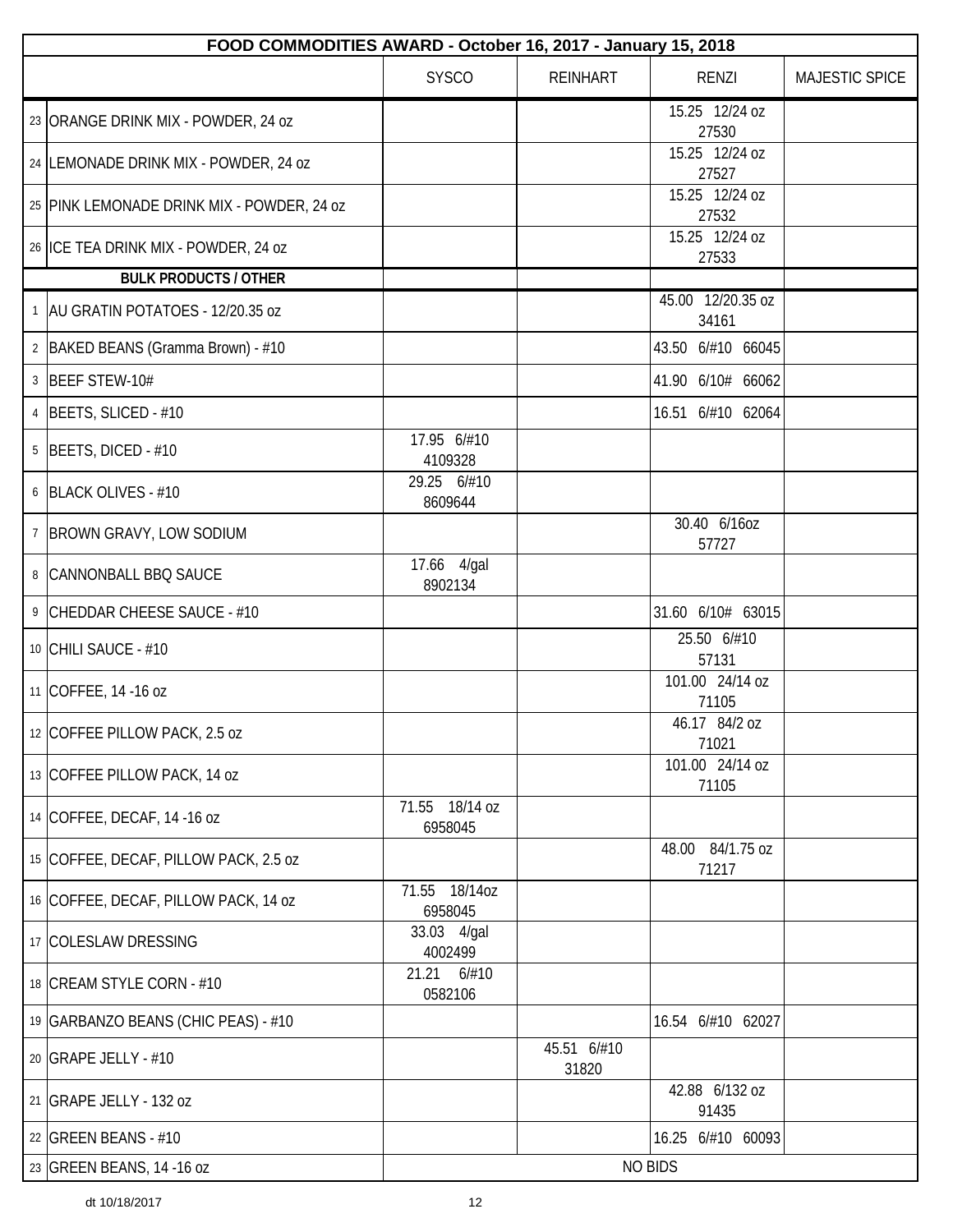| FOOD COMMODITIES AWARD - October 16, 2017 - January 15, 2018 | | | | | |
|---|---|---|---|---|---|
| | | SYSCO | REINHART | RENZI | MAJESTIC SPICE |
| 23 | ORANGE DRINK MIX - POWDER, 24 oz | | | 15.25 12/24 oz 27530 | |
| 24 | LEMONADE DRINK MIX - POWDER, 24 oz | | | 15.25 12/24 oz 27527 | |
| 25 | PINK LEMONADE DRINK MIX - POWDER, 24 oz | | | 15.25 12/24 oz 27532 | |
| 26 | ICE TEA DRINK MIX - POWDER, 24 oz | | | 15.25 12/24 oz 27533 | |
| | **BULK PRODUCTS / OTHER** | | | | |
| 1 | AU GRATIN POTATOES - 12/20.35 oz | | | 45.00 12/20.35 oz 34161 | |
| 2 | BAKED BEANS (Gramma Brown) - #10 | | | 43.50 6/#10 66045 | |
| 3 | BEEF STEW-10# | | | 41.90 6/10# 66062 | |
| 4 | BEETS, SLICED - #10 | | | 16.51 6/#10 62064 | |
| 5 | BEETS, DICED - #10 | 17.95 6/#10 4109328 | | | |
| 6 | BLACK OLIVES - #10 | 29.25 6/#10 8609644 | | | |
| 7 | BROWN GRAVY, LOW SODIUM | | | 30.40 6/16oz 57727 | |
| 8 | CANNONBALL BBQ SAUCE | 17.66 4/gal 8902134 | | | |
| 9 | CHEDDAR CHEESE SAUCE - #10 | | | 31.60 6/10# 63015 | |
| 10 | CHILI SAUCE - #10 | | | 25.50 6/#10 57131 | |
| 11 | COFFEE, 14 -16 oz | | | 101.00 24/14 oz 71105 | |
| 12 | COFFEE PILLOW PACK, 2.5 oz | | | 46.17 84/2 oz 71021 | |
| 13 | COFFEE PILLOW PACK, 14 oz | | | 101.00 24/14 oz 71105 | |
| 14 | COFFEE, DECAF, 14 -16 oz | 71.55 18/14 oz 6958045 | | | |
| 15 | COFFEE, DECAF, PILLOW PACK, 2.5 oz | | | 48.00 84/1.75 oz 71217 | |
| 16 | COFFEE, DECAF, PILLOW PACK, 14 oz | 71.55 18/14oz 6958045 | | | |
| 17 | COLESLAW DRESSING | 33.03 4/gal 4002499 | | | |
| 18 | CREAM STYLE CORN - #10 | 21.21 6/#10 0582106 | | | |
| 19 | GARBANZO BEANS (CHIC PEAS) - #10 | | | 16.54 6/#10 62027 | |
| 20 | GRAPE JELLY - #10 | | 45.51 6/#10 31820 | | |
| 21 | GRAPE JELLY - 132 oz | | | 42.88 6/132 oz 91435 | |
| 22 | GREEN BEANS - #10 | | | 16.25 6/#10 60093 | |
| 23 | GREEN BEANS, 14 -16 oz | NO BIDS | | | |

dt 10/18/2017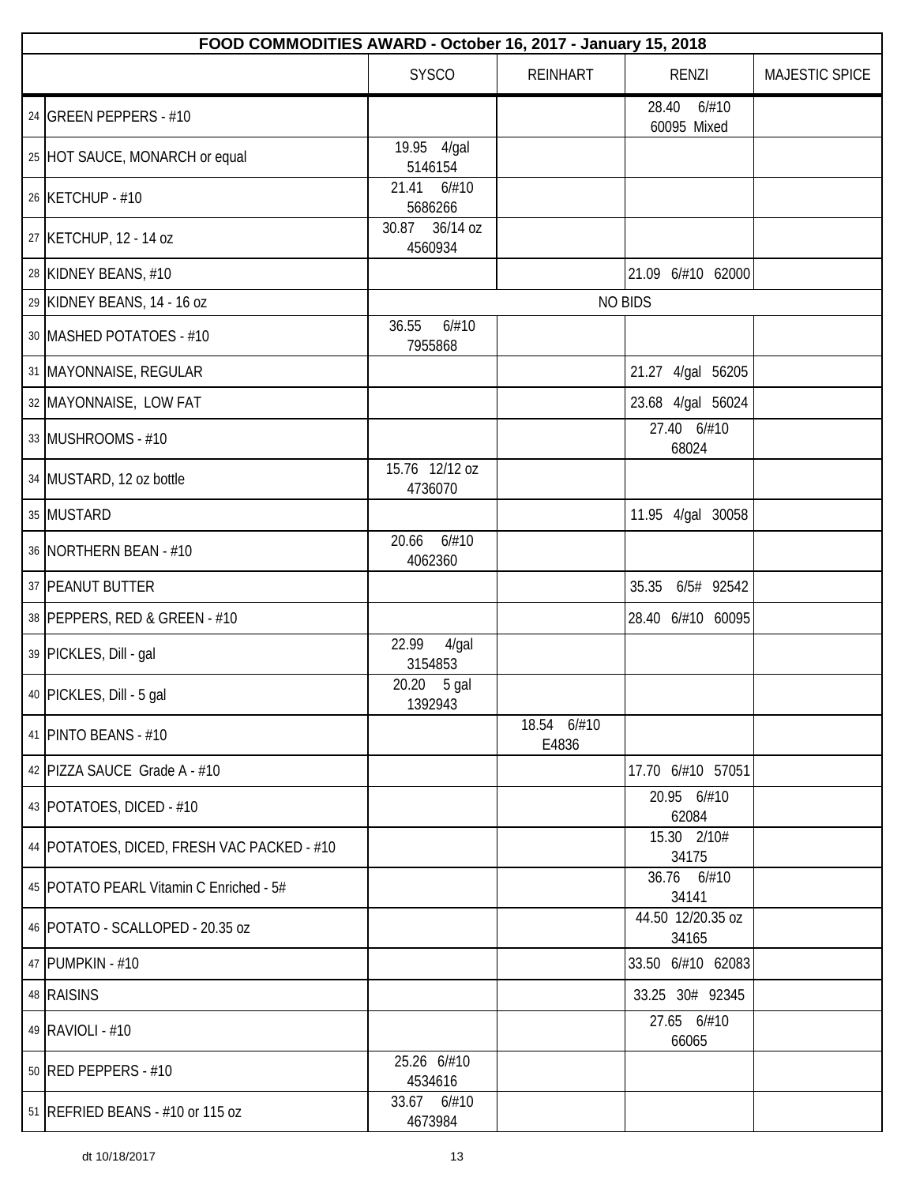| FOOD COMMODITIES AWARD - October 16, 2017 - January 15, 2018 | | | | | |
|---|---|---|---|---|---|
| | | SYSCO | REINHART | RENZI | MAJESTIC SPICE |
| 24 | GREEN PEPPERS - #10 | | | 28.40 6/#10 60095 Mixed | |
| 25 | HOT SAUCE, MONARCH or equal | 19.95 4/gal 5146154 | | | |
| 26 | KETCHUP - #10 | 21.41 6/#10 5686266 | | | |
| 27 | KETCHUP, 12 - 14 oz | 30.87 36/14 oz 4560934 | | | |
| 28 | KIDNEY BEANS, #10 | | | 21.09 6/#10 62000 | |
| 29 | KIDNEY BEANS, 14 - 16 oz | NO BIDS | | | |
| 30 | MASHED POTATOES - #10 | 36.55 6/#10 7955868 | | | |
| 31 | MAYONNAISE, REGULAR | | | 21.27 4/gal 56205 | |
| 32 | MAYONNAISE, LOW FAT | | | 23.68 4/gal 56024 | |
| 33 | MUSHROOMS - #10 | | | 27.40 6/#10 68024 | |
| 34 | MUSTARD, 12 oz bottle | 15.76 12/12 oz 4736070 | | | |
| 35 | MUSTARD | | | 11.95 4/gal 30058 | |
| 36 | NORTHERN BEAN - #10 | 20.66 6/#10 4062360 | | | |
| 37 | PEANUT BUTTER | | | 35.35 6/5# 92542 | |
| 38 | PEPPERS, RED & GREEN - #10 | | | 28.40 6/#10 60095 | |
| 39 | PICKLES, Dill - gal | 22.99 4/gal 3154853 | | | |
| 40 | PICKLES, Dill - 5 gal | 20.20 5 gal 1392943 | | | |
| 41 | PINTO BEANS - #10 | | 18.54 6/#10 E4836 | | |
| 42 | PIZZA SAUCE Grade A - #10 | | | 17.70 6/#10 57051 | |
| 43 | POTATOES, DICED - #10 | | | 20.95 6/#10 62084 | |
| 44 | POTATOES, DICED, FRESH VAC PACKED - #10 | | | 15.30 2/10# 34175 | |
| 45 | POTATO PEARL Vitamin C Enriched - 5# | | | 36.76 6/#10 34141 | |
| 46 | POTATO - SCALLOPED - 20.35 oz | | | 44.50 12/20.35 oz 34165 | |
| 47 | PUMPKIN - #10 | | | 33.50 6/#10 62083 | |
| 48 | RAISINS | | | 33.25 30# 92345 | |
| 49 | RAVIOLI - #10 | | | 27.65 6/#10 66065 | |
| 50 | RED PEPPERS - #10 | 25.26 6/#10 4534616 | | | |
| 51 | REFRIED BEANS - #10 or 115 oz | 33.67 6/#10 4673984 | | | |

dt 10/18/2017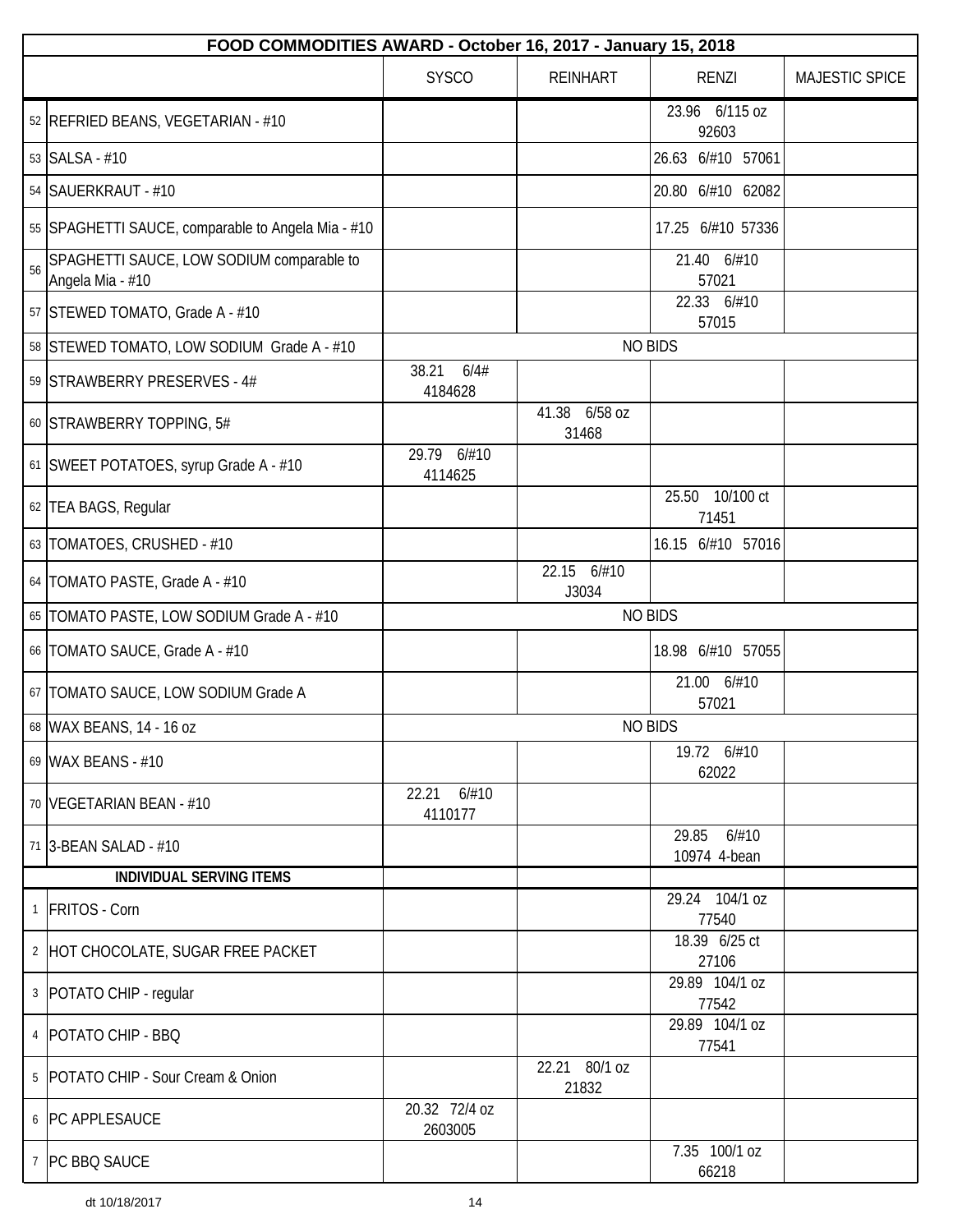| FOOD COMMODITIES AWARD - October 16, 2017 - January 15, 2018 | | | | | |
|---|---|---|---|---|---|
| | | SYSCO | REINHART | RENZI | MAJESTIC SPICE |
| 52 | REFRIED BEANS, VEGETARIAN - #10 | | | 23.96 6/115 oz 92603 | |
| 53 | SALSA - #10 | | | 26.63 6/#10 57061 | |
| 54 | SAUERKRAUT - #10 | | | 20.80 6/#10 62082 | |
| 55 | SPAGHETTI SAUCE, comparable to Angela Mia - #10 | | | 17.25 6/#10 57336 | |
| 56 | SPAGHETTI SAUCE, LOW SODIUM comparable to Angela Mia - #10 | | | 21.40 6/#10 57021 | |
| 57 | STEWED TOMATO, Grade A - #10 | | | 22.33 6/#10 57015 | |
| 58 | STEWED TOMATO, LOW SODIUM Grade A - #10 | NO BIDS | | | |
| 59 | STRAWBERRY PRESERVES - 4# | 38.21 6/4# 4184628 | | | |
| 60 | STRAWBERRY TOPPING, 5# | | 41.38 6/58 oz 31468 | | |
| 61 | SWEET POTATOES, syrup Grade A - #10 | 29.79 6/#10 4114625 | | | |
| 62 | TEA BAGS, Regular | | | 25.50 10/100 ct 71451 | |
| 63 | TOMATOES, CRUSHED - #10 | | | 16.15 6/#10 57016 | |
| 64 | TOMATO PASTE, Grade A - #10 | | 22.15 6/#10 J3034 | | |
| 65 | TOMATO PASTE, LOW SODIUM Grade A - #10 | NO BIDS | | | |
| 66 | TOMATO SAUCE, Grade A - #10 | | | 18.98 6/#10 57055 | |
| 67 | TOMATO SAUCE, LOW SODIUM Grade A | | | 21.00 6/#10 57021 | |
| 68 | WAX BEANS, 14 - 16 oz | NO BIDS | | | |
| 69 | WAX BEANS - #10 | | | 19.72 6/#10 62022 | |
| 70 | VEGETARIAN BEAN - #10 | 22.21 6/#10 4110177 | | | |
| 71 | 3-BEAN SALAD - #10 | | | 29.85 6/#10 10974 4-bean | |
| | **INDIVIDUAL SERVING ITEMS** | | | | |
| 1 | FRITOS - Corn | | | 29.24 104/1 oz 77540 | |
| 2 | HOT CHOCOLATE, SUGAR FREE PACKET | | | 18.39 6/25 ct 27106 | |
| 3 | POTATO CHIP - regular | | | 29.89 104/1 oz 77542 | |
| 4 | POTATO CHIP - BBQ | | | 29.89 104/1 oz 77541 | |
| 5 | POTATO CHIP - Sour Cream & Onion | | 22.21 80/1 oz 21832 | | |
| 6 | PC APPLESAUCE | 20.32 72/4 oz 2603005 | | | |
| 7 | PC BBQ SAUCE | | | 7.35 100/1 oz 66218 | |

dt 10/18/2017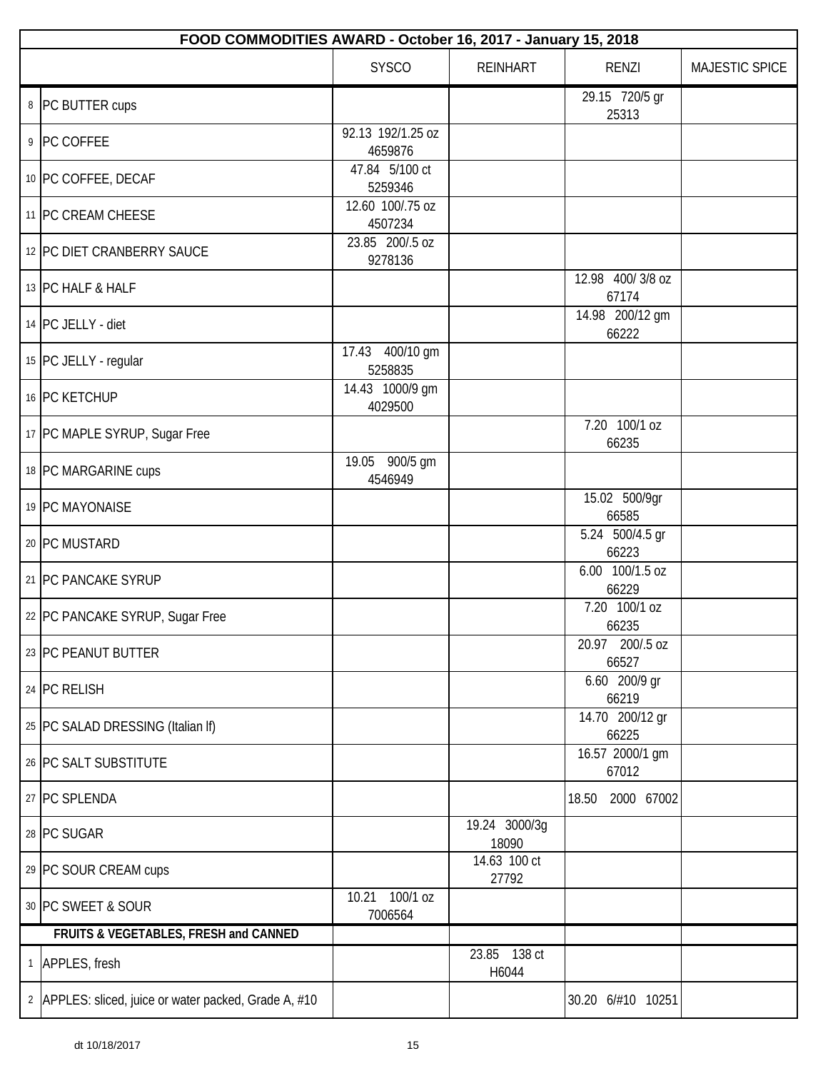| FOOD COMMODITIES AWARD - October 16, 2017 - January 15, 2018 | | | | | |
|---|---|---|---|---|---|
| | | SYSCO | REINHART | RENZI | MAJESTIC SPICE |
| 8 | PC BUTTER cups | | | 29.15 720/5 gr 25313 | |
| 9 | PC COFFEE | 92.13 192/1.25 oz 4659876 | | | |
| 10 | PC COFFEE, DECAF | 47.84 5/100 ct 5259346 | | | |
| 11 | PC CREAM CHEESE | 12.60 100/.75 oz 4507234 | | | |
| 12 | PC DIET CRANBERRY SAUCE | 23.85 200/.5 oz 9278136 | | | |
| 13 | PC HALF & HALF | | | 12.98 400/ 3/8 oz 67174 | |
| 14 | PC JELLY - diet | | | 14.98 200/12 gm 66222 | |
| 15 | PC JELLY - regular | 17.43 400/10 gm 5258835 | | | |
| 16 | PC KETCHUP | 14.43 1000/9 gm 4029500 | | | |
| 17 | PC MAPLE SYRUP, Sugar Free | | | 7.20 100/1 oz 66235 | |
| 18 | PC MARGARINE cups | 19.05 900/5 gm 4546949 | | | |
| 19 | PC MAYONAISE | | | 15.02 500/9gr 66585 | |
| 20 | PC MUSTARD | | | 5.24 500/4.5 gr 66223 | |
| 21 | PC PANCAKE SYRUP | | | 6.00 100/1.5 oz 66229 | |
| 22 | PC PANCAKE SYRUP, Sugar Free | | | 7.20 100/1 oz 66235 | |
| 23 | PC PEANUT BUTTER | | | 20.97 200/.5 oz 66527 | |
| 24 | PC RELISH | | | 6.60 200/9 gr 66219 | |
| 25 | PC SALAD DRESSING (Italian lf) | | | 14.70 200/12 gr 66225 | |
| 26 | PC SALT SUBSTITUTE | | | 16.57 2000/1 gm 67012 | |
| 27 | PC SPLENDA | | | 18.50 2000 67002 | |
| 28 | PC SUGAR | | 19.24 3000/3g 18090 | | |
| 29 | PC SOUR CREAM cups | | 14.63 100 ct 27792 | | |
| 30 | PC SWEET & SOUR | 10.21 100/1 oz 7006564 | | | |
| | **FRUITS & VEGETABLES, FRESH and CANNED** | | | | |
| 1 | APPLES, fresh | | 23.85 138 ct H6044 | | |
| 2 | APPLES: sliced, juice or water packed, Grade A, #10 | | | 30.20 6/#10 10251 | |

dt 10/18/2017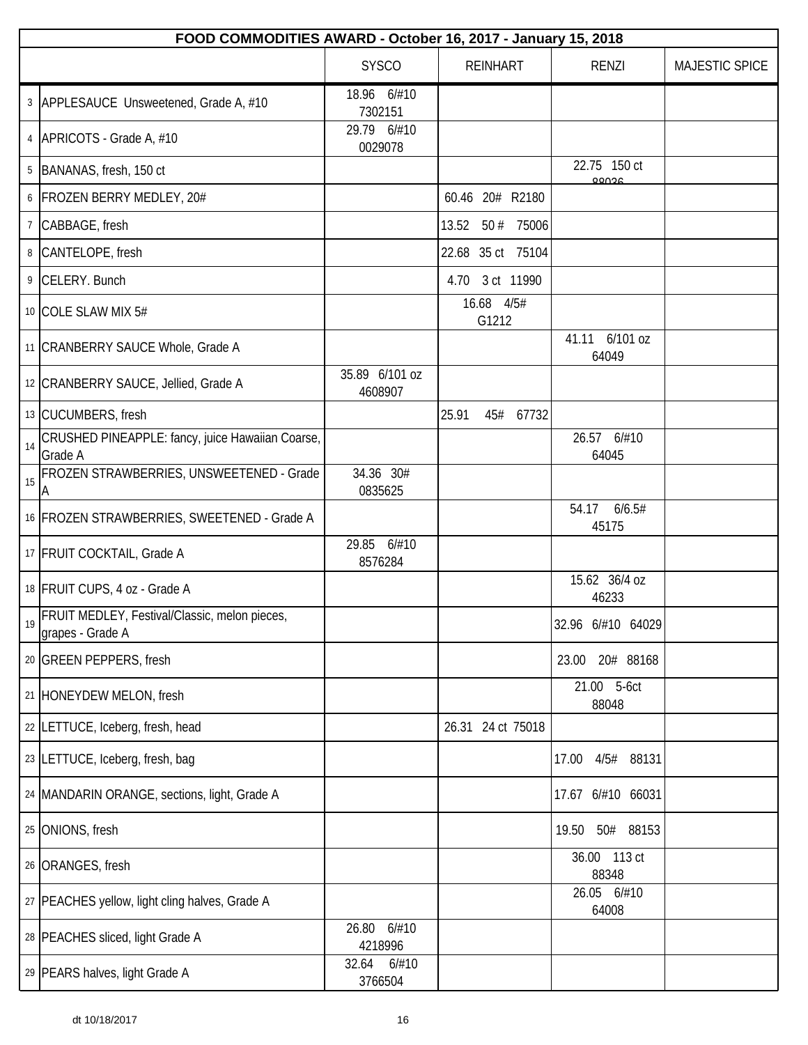| FOOD COMMODITIES AWARD - October 16, 2017 - January 15, 2018 | | | | | |
|---|---|---|---|---|---|
| | | SYSCO | REINHART | RENZI | MAJESTIC SPICE |
| 3 | APPLESAUCE Unsweetened, Grade A, #10 | 18.96 6/#10 7302151 | | | |
| 4 | APRICOTS - Grade A, #10 | 29.79 6/#10 0029078 | | | |
| 5 | BANANAS, fresh, 150 ct | | | 22.75 150 ct 88036 | |
| 6 | FROZEN BERRY MEDLEY, 20# | | 60.46 20# R2180 | | |
| 7 | CABBAGE, fresh | | 13.52 50 # 75006 | | |
| 8 | CANTELOPE, fresh | | 22.68 35 ct 75104 | | |
| 9 | CELERY. Bunch | | 4.70 3 ct 11990 | | |
| 10 | COLE SLAW MIX 5# | | 16.68 4/5# G1212 | | |
| 11 | CRANBERRY SAUCE Whole, Grade A | | | 41.11 6/101 oz 64049 | |
| 12 | CRANBERRY SAUCE, Jellied, Grade A | 35.89 6/101 oz 4608907 | | | |
| 13 | CUCUMBERS, fresh | | 25.91 45# 67732 | | |
| 14 | CRUSHED PINEAPPLE: fancy, juice Hawaiian Coarse, Grade A | | | 26.57 6/#10 64045 | |
| 15 | FROZEN STRAWBERRIES, UNSWEETENED - Grade A | 34.36 30# 0835625 | | | |
| 16 | FROZEN STRAWBERRIES, SWEETENED - Grade A | | | 54.17 6/6.5# 45175 | |
| 17 | FRUIT COCKTAIL, Grade A | 29.85 6/#10 8576284 | | | |
| 18 | FRUIT CUPS, 4 oz - Grade A | | | 15.62 36/4 oz 46233 | |
| 19 | FRUIT MEDLEY, Festival/Classic, melon pieces, grapes - Grade A | | | 32.96 6/#10 64029 | |
| 20 | GREEN PEPPERS, fresh | | | 23.00 20# 88168 | |
| 21 | HONEYDEW MELON, fresh | | | 21.00 5-6ct 88048 | |
| 22 | LETTUCE, Iceberg, fresh, head | | 26.31 24 ct 75018 | | |
| 23 | LETTUCE, Iceberg, fresh, bag | | | 17.00 4/5# 88131 | |
| 24 | MANDARIN ORANGE, sections, light, Grade A | | | 17.67 6/#10 66031 | |
| 25 | ONIONS, fresh | | | 19.50 50# 88153 | |
| 26 | ORANGES, fresh | | | 36.00 113 ct 88348 | |
| 27 | PEACHES yellow, light cling halves, Grade A | | | 26.05 6/#10 64008 | |
| 28 | PEACHES sliced, light Grade A | 26.80 6/#10 4218996 | | | |
| 29 | PEARS halves, light Grade A | 32.64 6/#10 3766504 | | | |

dt 10/18/2017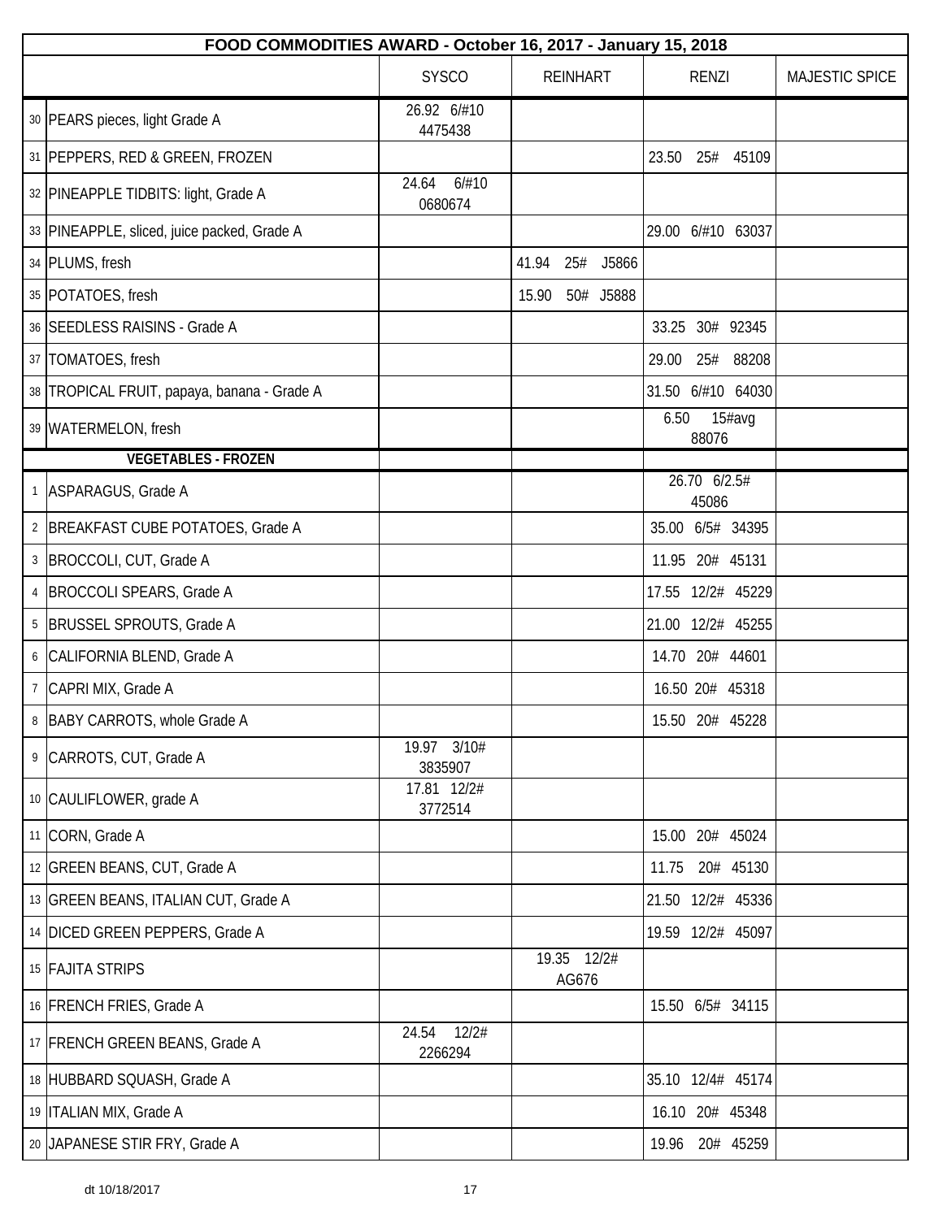| FOOD COMMODITIES AWARD - October 16, 2017 - January 15, 2018 | | | | | |
|---|---|---|---|---|---|
| | | SYSCO | REINHART | RENZI | MAJESTIC SPICE |
| 30 | PEARS pieces, light Grade A | 26.92 6/#10 4475438 | | | |
| 31 | PEPPERS, RED & GREEN, FROZEN | | | 23.50 25# 45109 | |
| 32 | PINEAPPLE TIDBITS: light, Grade A | 24.64 6/#10 0680674 | | | |
| 33 | PINEAPPLE, sliced, juice packed, Grade A | | | 29.00 6/#10 63037 | |
| 34 | PLUMS, fresh | | 41.94 25# J5866 | | |
| 35 | POTATOES, fresh | | 15.90 50# J5888 | | |
| 36 | SEEDLESS RAISINS - Grade A | | | 33.25 30# 92345 | |
| 37 | TOMATOES, fresh | | | 29.00 25# 88208 | |
| 38 | TROPICAL FRUIT, papaya, banana - Grade A | | | 31.50 6/#10 64030 | |
| 39 | WATERMELON, fresh | | | 6.50 15#avg 88076 | |
| | **VEGETABLES - FROZEN** | | | | |
| 1 | ASPARAGUS, Grade A | | | 26.70 6/2.5# 45086 | |
| 2 | BREAKFAST CUBE POTATOES, Grade A | | | 35.00 6/5# 34395 | |
| 3 | BROCCOLI, CUT, Grade A | | | 11.95 20# 45131 | |
| 4 | BROCCOLI SPEARS, Grade A | | | 17.55 12/2# 45229 | |
| 5 | BRUSSEL SPROUTS, Grade A | | | 21.00 12/2# 45255 | |
| 6 | CALIFORNIA BLEND, Grade A | | | 14.70 20# 44601 | |
| 7 | CAPRI MIX, Grade A | | | 16.50 20# 45318 | |
| 8 | BABY CARROTS, whole Grade A | | | 15.50 20# 45228 | |
| 9 | CARROTS, CUT, Grade A | 19.97 3/10# 3835907 | | | |
| 10 | CAULIFLOWER, grade A | 17.81 12/2# 3772514 | | | |
| 11 | CORN, Grade A | | | 15.00 20# 45024 | |
| 12 | GREEN BEANS, CUT, Grade A | | | 11.75 20# 45130 | |
| 13 | GREEN BEANS, ITALIAN CUT, Grade A | | | 21.50 12/2# 45336 | |
| 14 | DICED GREEN PEPPERS, Grade A | | | 19.59 12/2# 45097 | |
| 15 | FAJITA STRIPS | | 19.35 12/2# AG676 | | |
| 16 | FRENCH FRIES, Grade A | | | 15.50 6/5# 34115 | |
| 17 | FRENCH GREEN BEANS, Grade A | 24.54 12/2# 2266294 | | | |
| 18 | HUBBARD SQUASH, Grade A | | | 35.10 12/4# 45174 | |
| 19 | ITALIAN MIX, Grade A | | | 16.10 20# 45348 | |
| 20 | JAPANESE STIR FRY, Grade A | | | 19.96 20# 45259 | |

dt 10/18/2017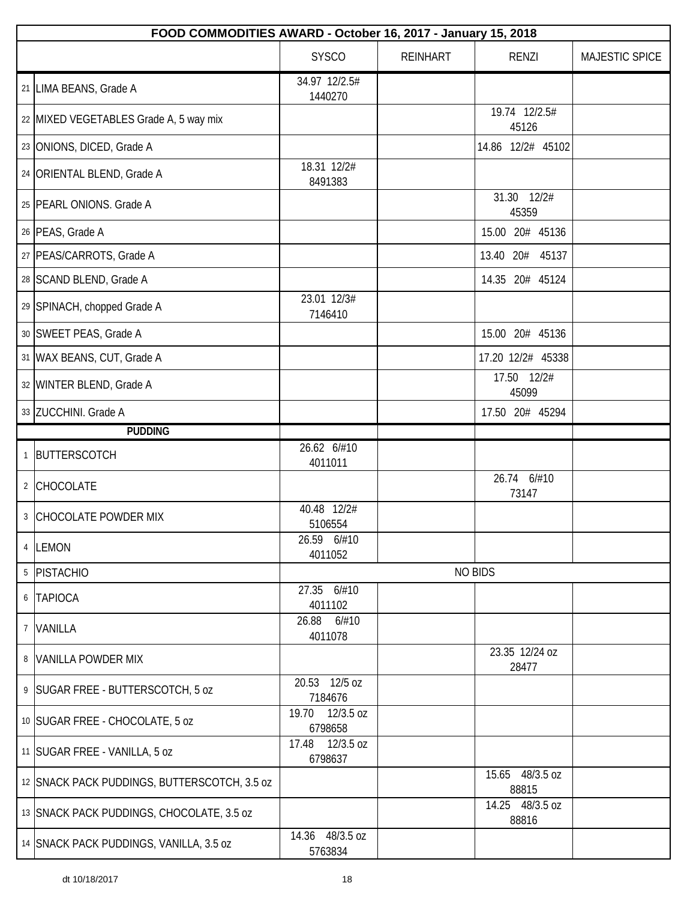| FOOD COMMODITIES AWARD - October 16, 2017 - January 15, 2018 | | | | | |
|---|---|---|---|---|---|
| | | SYSCO | REINHART | RENZI | MAJESTIC SPICE |
| 21 | LIMA BEANS, Grade A | 34.97 12/2.5# 1440270 | | | |
| 22 | MIXED VEGETABLES Grade A, 5 way mix | | | 19.74 12/2.5# 45126 | |
| 23 | ONIONS, DICED, Grade A | | | 14.86 12/2# 45102 | |
| 24 | ORIENTAL BLEND, Grade A | 18.31 12/2# 8491383 | | | |
| 25 | PEARL ONIONS. Grade A | | | 31.30 12/2# 45359 | |
| 26 | PEAS, Grade A | | | 15.00 20# 45136 | |
| 27 | PEAS/CARROTS, Grade A | | | 13.40 20# 45137 | |
| 28 | SCAND BLEND, Grade A | | | 14.35 20# 45124 | |
| 29 | SPINACH, chopped Grade A | 23.01 12/3# 7146410 | | | |
| 30 | SWEET PEAS, Grade A | | | 15.00 20# 45136 | |
| 31 | WAX BEANS, CUT, Grade A | | | 17.20 12/2# 45338 | |
| 32 | WINTER BLEND, Grade A | | | 17.50 12/2# 45099 | |
| 33 | ZUCCHINI. Grade A | | | 17.50 20# 45294 | |
| | **PUDDING** | | | | |
| 1 | BUTTERSCOTCH | 26.62 6/#10 4011011 | | | |
| 2 | CHOCOLATE | | | 26.74 6/#10 73147 | |
| 3 | CHOCOLATE POWDER MIX | 40.48 12/2# 5106554 | | | |
| 4 | LEMON | 26.59 6/#10 4011052 | | | |
| 5 | PISTACHIO | NO BIDS | | | |
| 6 | TAPIOCA | 27.35 6/#10 4011102 | | | |
| 7 | VANILLA | 26.88 6/#10 4011078 | | | |
| 8 | VANILLA POWDER MIX | | | 23.35 12/24 oz 28477 | |
| 9 | SUGAR FREE - BUTTERSCOTCH, 5 oz | 20.53 12/5 oz 7184676 | | | |
| 10 | SUGAR FREE - CHOCOLATE, 5 oz | 19.70 12/3.5 oz 6798658 | | | |
| 11 | SUGAR FREE - VANILLA, 5 oz | 17.48 12/3.5 oz 6798637 | | | |
| 12 | SNACK PACK PUDDINGS, BUTTERSCOTCH, 3.5 oz | | | 15.65 48/3.5 oz 88815 | |
| 13 | SNACK PACK PUDDINGS, CHOCOLATE, 3.5 oz | | | 14.25 48/3.5 oz 88816 | |
| 14 | SNACK PACK PUDDINGS, VANILLA, 3.5 oz | 14.36 48/3.5 oz 5763834 | | | |

dt 10/18/2017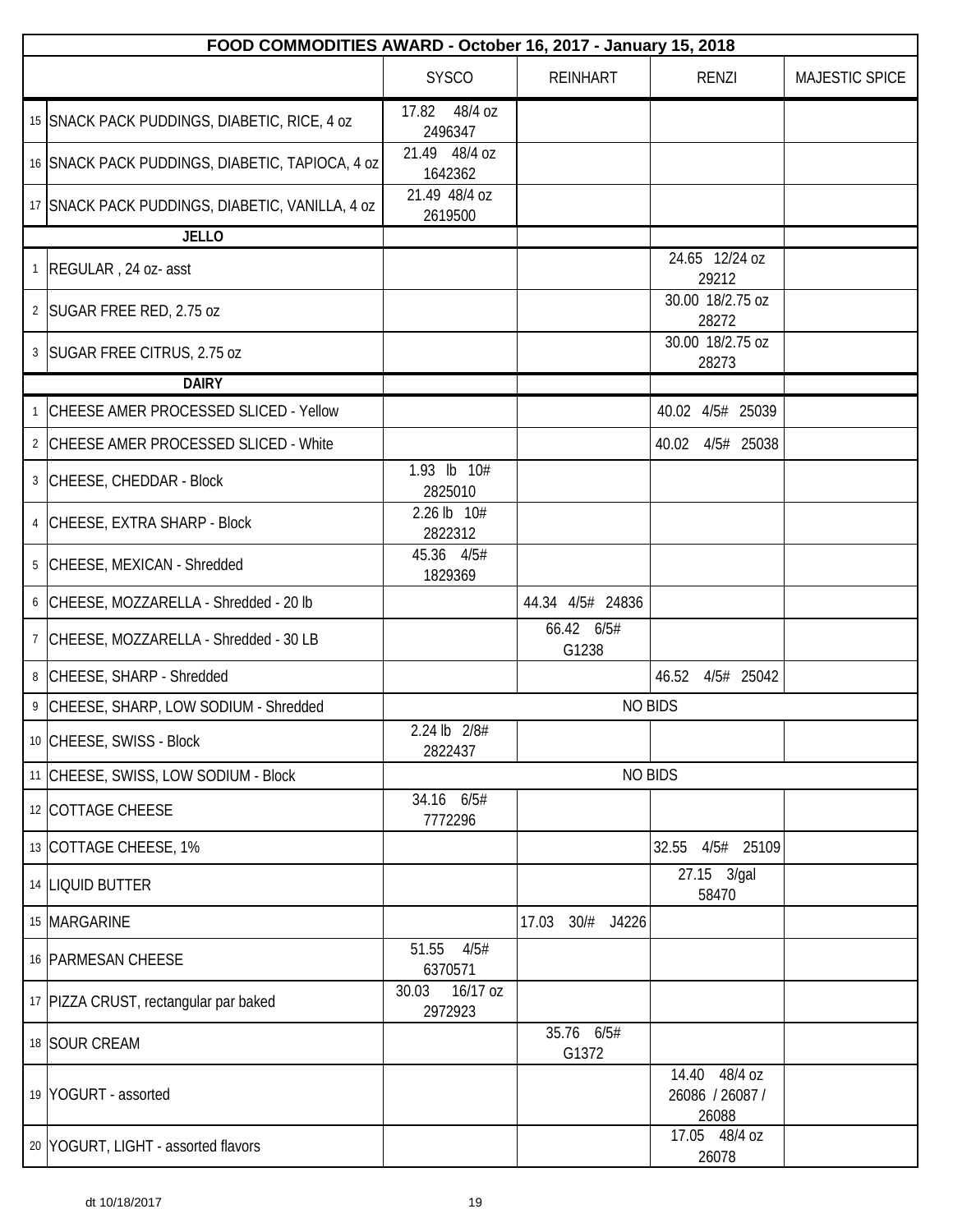| FOOD COMMODITIES AWARD - October 16, 2017 - January 15, 2018 | | | | | |
|---|---|---|---|---|---|
| | | SYSCO | REINHART | RENZI | MAJESTIC SPICE |
| 15 | SNACK PACK PUDDINGS, DIABETIC, RICE, 4 oz | 17.82 48/4 oz 2496347 | | | |
| 16 | SNACK PACK PUDDINGS, DIABETIC, TAPIOCA, 4 oz | 21.49 48/4 oz 1642362 | | | |
| 17 | SNACK PACK PUDDINGS, DIABETIC, VANILLA, 4 oz | 21.49 48/4 oz 2619500 | | | |
| | **JELLO** | | | | |
| 1 | REGULAR , 24 oz- asst | | | 24.65 12/24 oz 29212 | |
| 2 | SUGAR FREE RED, 2.75 oz | | | 30.00 18/2.75 oz 28272 | |
| 3 | SUGAR FREE CITRUS, 2.75 oz | | | 30.00 18/2.75 oz 28273 | |
| | **DAIRY** | | | | |
| 1 | CHEESE AMER PROCESSED SLICED - Yellow | | | 40.02 4/5# 25039 | |
| 2 | CHEESE AMER PROCESSED SLICED - White | | | 40.02 4/5# 25038 | |
| 3 | CHEESE, CHEDDAR - Block | 1.93 lb 10# 2825010 | | | |
| 4 | CHEESE, EXTRA SHARP - Block | 2.26 lb 10# 2822312 | | | |
| 5 | CHEESE, MEXICAN - Shredded | 45.36 4/5# 1829369 | | | |
| 6 | CHEESE, MOZZARELLA - Shredded - 20 lb | | 44.34 4/5# 24836 | | |
| 7 | CHEESE, MOZZARELLA - Shredded - 30 LB | | 66.42 6/5# G1238 | | |
| 8 | CHEESE, SHARP - Shredded | | | 46.52 4/5# 25042 | |
| 9 | CHEESE, SHARP, LOW SODIUM - Shredded | NO BIDS | | | |
| 10 | CHEESE, SWISS - Block | 2.24 lb 2/8# 2822437 | | | |
| 11 | CHEESE, SWISS, LOW SODIUM - Block | NO BIDS | | | |
| 12 | COTTAGE CHEESE | 34.16 6/5# 7772296 | | | |
| 13 | COTTAGE CHEESE, 1% | | | 32.55 4/5# 25109 | |
| 14 | LIQUID BUTTER | | | 27.15 3/gal 58470 | |
| 15 | MARGARINE | | 17.03 30/# J4226 | | |
| 16 | PARMESAN CHEESE | 51.55 4/5# 6370571 | | | |
| 17 | PIZZA CRUST, rectangular par baked | 30.03 16/17 oz 2972923 | | | |
| 18 | SOUR CREAM | | 35.76 6/5# G1372 | | |
| 19 | YOGURT - assorted | | | 14.40 48/4 oz 26086 / 26087 / 26088 | |
| 20 | YOGURT, LIGHT - assorted flavors | | | 17.05 48/4 oz 26078 | |

dt 10/18/2017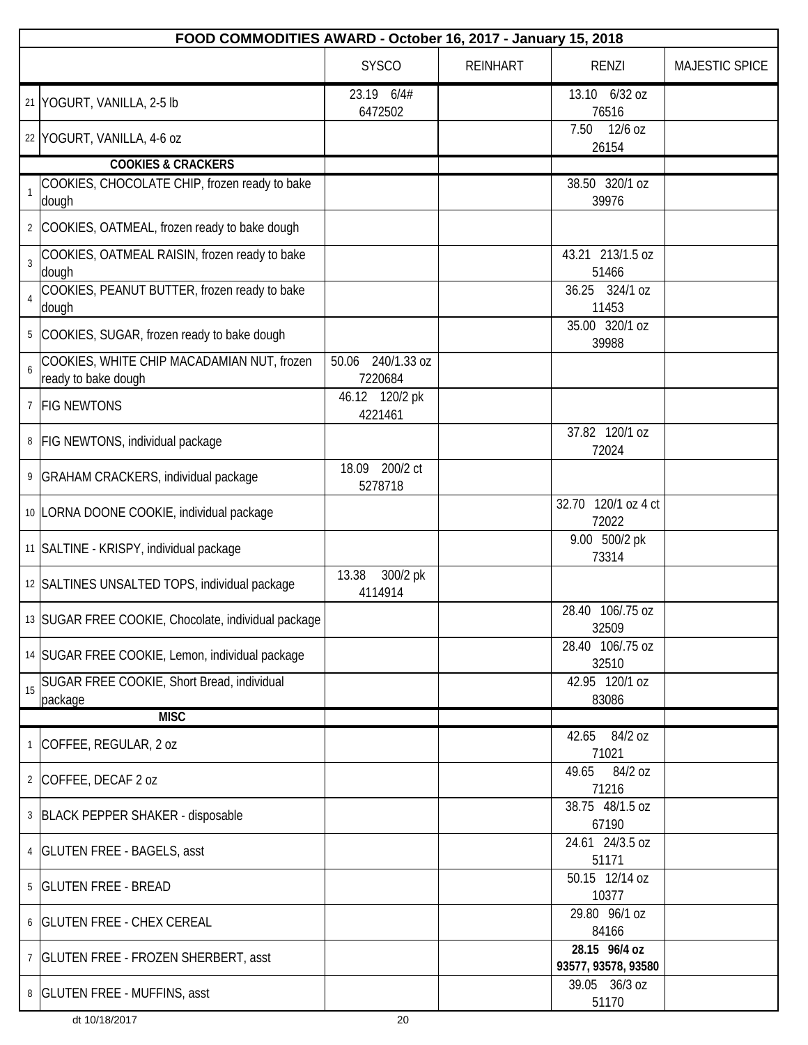| FOOD COMMODITIES AWARD - October 16, 2017 - January 15, 2018 | | | | | |
|---|---|---|---|---|---|
| | | SYSCO | REINHART | RENZI | MAJESTIC SPICE |
| 21 | YOGURT, VANILLA, 2-5 lb | 23.19 6/4# 6472502 | | 13.10 6/32 oz 76516 | |
| 22 | YOGURT, VANILLA, 4-6 oz | | | 7.50 12/6 oz 26154 | |
| | **COOKIES & CRACKERS** | | | | |
| 1 | COOKIES, CHOCOLATE CHIP, frozen ready to bake dough | | | 38.50 320/1 oz 39976 | |
| 2 | COOKIES, OATMEAL, frozen ready to bake dough | | | | |
| 3 | COOKIES, OATMEAL RAISIN, frozen ready to bake dough | | | 43.21 213/1.5 oz 51466 | |
| 4 | COOKIES, PEANUT BUTTER, frozen ready to bake dough | | | 36.25 324/1 oz 11453 | |
| 5 | COOKIES, SUGAR, frozen ready to bake dough | | | 35.00 320/1 oz 39988 | |
| 6 | COOKIES, WHITE CHIP MACADAMIAN NUT, frozen ready to bake dough | 50.06 240/1.33 oz 7220684 | | | |
| 7 | FIG NEWTONS | 46.12 120/2 pk 4221461 | | | |
| 8 | FIG NEWTONS, individual package | | | 37.82 120/1 oz 72024 | |
| 9 | GRAHAM CRACKERS, individual package | 18.09 200/2 ct 5278718 | | | |
| 10 | LORNA DOONE COOKIE, individual package | | | 32.70 120/1 oz 4 ct 72022 | |
| 11 | SALTINE - KRISPY, individual package | | | 9.00 500/2 pk 73314 | |
| 12 | SALTINES UNSALTED TOPS, individual package | 13.38 300/2 pk 4114914 | | | |
| 13 | SUGAR FREE COOKIE, Chocolate, individual package | | | 28.40 106/.75 oz 32509 | |
| 14 | SUGAR FREE COOKIE, Lemon, individual package | | | 28.40 106/.75 oz 32510 | |
| 15 | SUGAR FREE COOKIE, Short Bread, individual package | | | 42.95 120/1 oz 83086 | |
| | **MISC** | | | | |
| 1 | COFFEE, REGULAR, 2 oz | | | 42.65 84/2 oz 71021 | |
| 2 | COFFEE, DECAF 2 oz | | | 49.65 84/2 oz 71216 | |
| 3 | BLACK PEPPER SHAKER - disposable | | | 38.75 48/1.5 oz 67190 | |
| 4 | GLUTEN FREE - BAGELS, asst | | | 24.61 24/3.5 oz 51171 | |
| 5 | GLUTEN FREE - BREAD | | | 50.15 12/14 oz 10377 | |
| 6 | GLUTEN FREE - CHEX CEREAL | | | 29.80 96/1 oz 84166 | |
| 7 | GLUTEN FREE - FROZEN SHERBERT, asst | | | **28.15 96/4 oz 93577, 93578, 93580** | |
| 8 | GLUTEN FREE - MUFFINS, asst | | | 39.05 36/3 oz 51170 | |

dt 10/18/2017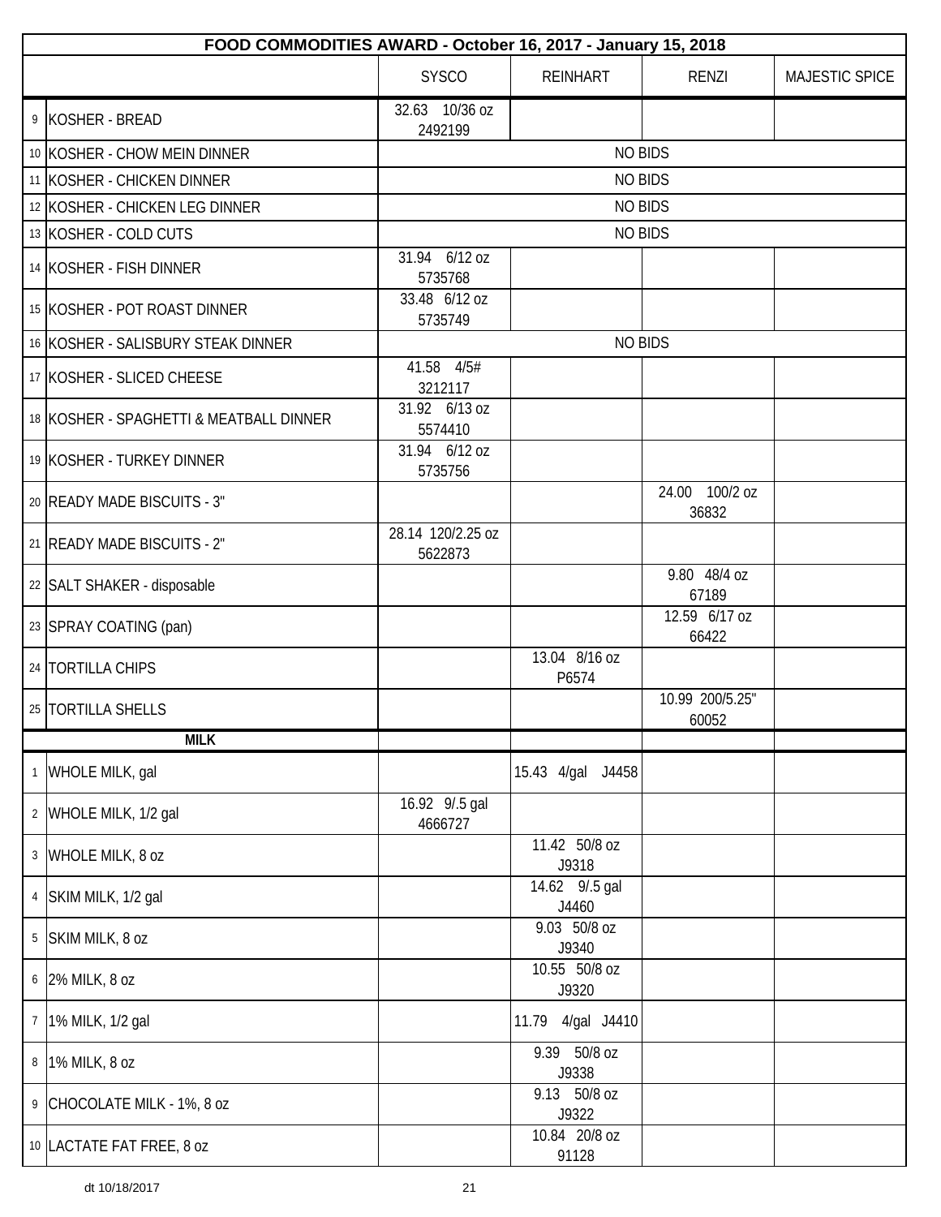| | FOOD COMMODITIES AWARD - October 16, 2017 - January 15, 2018 | | | | |
|---|---|---|---|---|---|
| | | SYSCO | REINHART | RENZI | MAJESTIC SPICE |
| 9 | KOSHER - BREAD | 32.63 10/36 oz 2492199 | | | |
| 10 | KOSHER - CHOW MEIN DINNER | NO BIDS | | | |
| 11 | KOSHER - CHICKEN DINNER | NO BIDS | | | |
| 12 | KOSHER - CHICKEN LEG DINNER | NO BIDS | | | |
| 13 | KOSHER - COLD CUTS | NO BIDS | | | |
| 14 | KOSHER - FISH DINNER | 31.94 6/12 oz 5735768 | | | |
| 15 | KOSHER - POT ROAST DINNER | 33.48 6/12 oz 5735749 | | | |
| 16 | KOSHER - SALISBURY STEAK DINNER | NO BIDS | | | |
| 17 | KOSHER - SLICED CHEESE | 41.58 4/5# 3212117 | | | |
| 18 | KOSHER - SPAGHETTI & MEATBALL DINNER | 31.92 6/13 oz 5574410 | | | |
| 19 | KOSHER - TURKEY DINNER | 31.94 6/12 oz 5735756 | | | |
| 20 | READY MADE BISCUITS - 3" | | | 24.00 100/2 oz 36832 | |
| 21 | READY MADE BISCUITS - 2" | 28.14 120/2.25 oz 5622873 | | | |
| 22 | SALT SHAKER - disposable | | | 9.80 48/4 oz 67189 | |
| 23 | SPRAY COATING (pan) | | | 12.59 6/17 oz 66422 | |
| 24 | TORTILLA CHIPS | | 13.04 8/16 oz P6574 | | |
| 25 | TORTILLA SHELLS | | | 10.99 200/5.25" 60052 | |
| | **MILK** | | | | |
| 1 | WHOLE MILK, gal | | 15.43 4/gal J4458 | | |
| 2 | WHOLE MILK, 1/2 gal | 16.92 9/.5 gal 4666727 | | | |
| 3 | WHOLE MILK, 8 oz | | 11.42 50/8 oz J9318 | | |
| 4 | SKIM MILK, 1/2 gal | | 14.62 9/.5 gal J4460 | | |
| 5 | SKIM MILK, 8 oz | | 9.03 50/8 oz J9340 | | |
| 6 | 2% MILK, 8 oz | | 10.55 50/8 oz J9320 | | |
| 7 | 1% MILK, 1/2 gal | | 11.79 4/gal J4410 | | |
| 8 | 1% MILK, 8 oz | | 9.39 50/8 oz J9338 | | |
| 9 | CHOCOLATE MILK - 1%, 8 oz | | 9.13 50/8 oz J9322 | | |
| 10 | LACTATE FAT FREE, 8 oz | | 10.84 20/8 oz 91128 | | |

dt 10/18/2017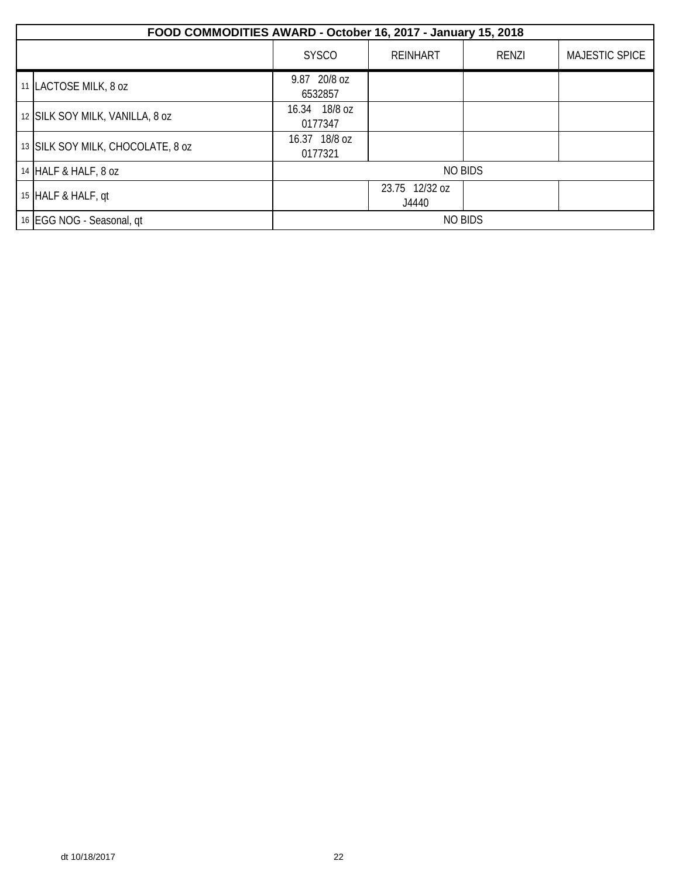| FOOD COMMODITIES AWARD - October 16, 2017 - January 15, 2018 | | | | | |
|---|---|---|---|---|---|
| | | SYSCO | REINHART | RENZI | MAJESTIC SPICE |
| 11 | LACTOSE MILK, 8 oz | 9.87 20/8 oz 6532857 | | | |
| 12 | SILK SOY MILK, VANILLA, 8 oz | 16.34 18/8 oz 0177347 | | | |
| 13 | SILK SOY MILK, CHOCOLATE, 8 oz | 16.37 18/8 oz 0177321 | | | |
| 14 | HALF & HALF, 8 oz | NO BIDS | | | |
| 15 | HALF & HALF, qt | | 23.75 12/32 oz J4440 | | |
| 16 | EGG NOG - Seasonal, qt | NO BIDS | | | |

dt 10/18/2017